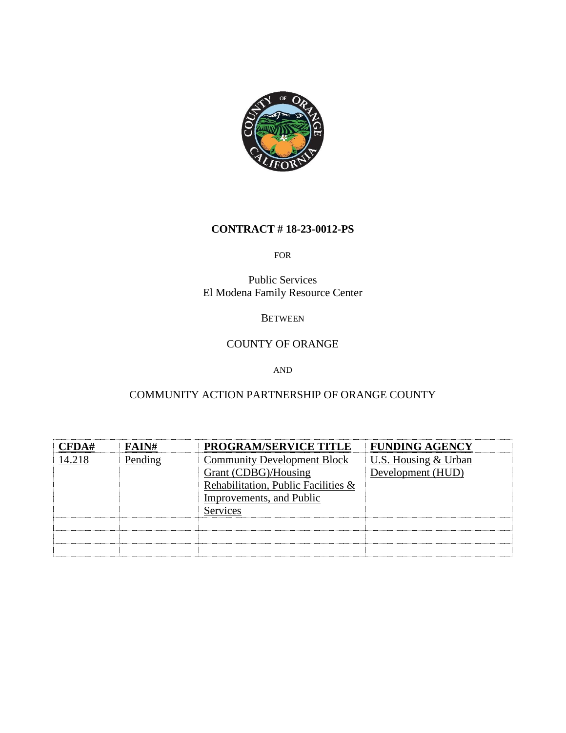# CONTRACT # 18-23-0012-PS

FOR

Public Services
El Modena Family Resource Center

BETWEEN

COUNTY OF ORANGE

AND

COMMUNITY ACTION PARTNERSHIP OF ORANGE COUNTY

| CFDA# | FAIN# | PROGRAM/SERVICE TITLE | FUNDING AGENCY |
|---|---|---|---|
| 14.218 | Pending | Community Development Block Grant (CDBG)/Housing Rehabilitation, Public Facilities & Improvements, and Public Services | U.S. Housing & Urban Development (HUD) |
| | | | |
| | | | |
| | | | |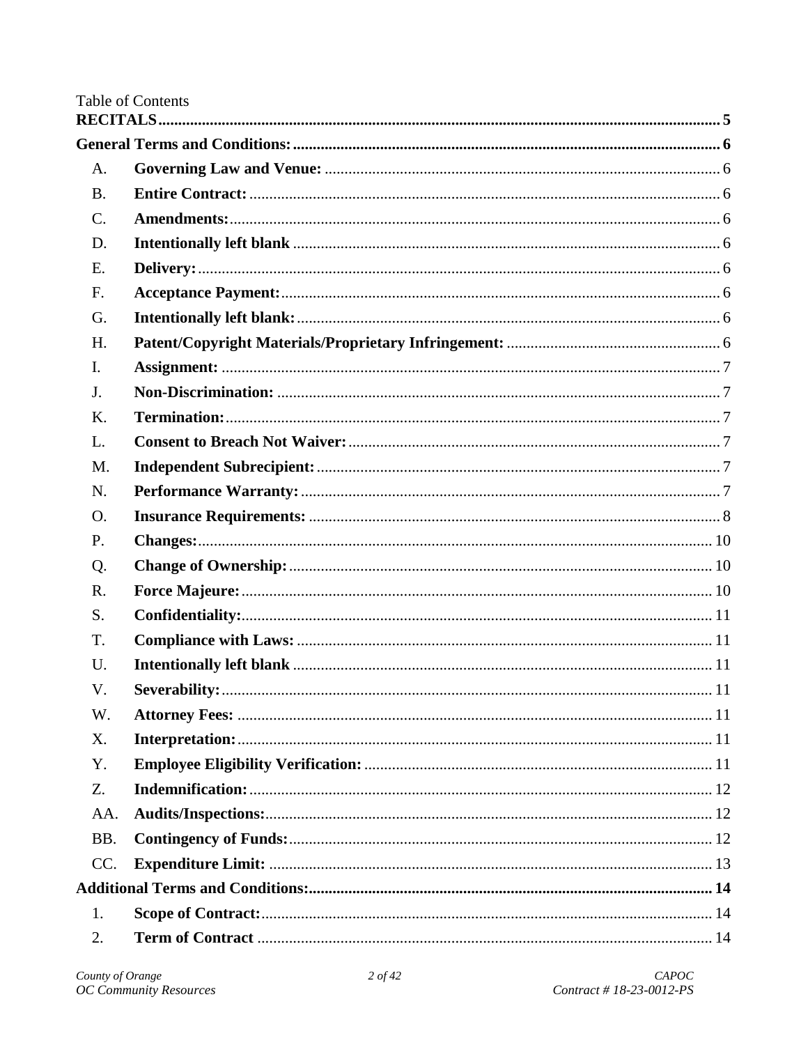Table of Contents

**RECITALS** ..... 5

**General Terms and Conditions:** ..... 6

- A. **Governing Law and Venue:** ..... 6
- B. **Entire Contract:** ..... 6
- C. **Amendments:** ..... 6
- D. **Intentionally left blank** ..... 6
- E. **Delivery:** ..... 6
- F. **Acceptance Payment:** ..... 6
- G. **Intentionally left blank:** ..... 6
- H. **Patent/Copyright Materials/Proprietary Infringement:** ..... 6
- I. **Assignment:** ..... 7
- J. **Non-Discrimination:** ..... 7
- K. **Termination:** ..... 7
- L. **Consent to Breach Not Waiver:** ..... 7
- M. **Independent Subrecipient:** ..... 7
- N. **Performance Warranty:** ..... 7
- O. **Insurance Requirements:** ..... 8
- P. **Changes:** ..... 10
- Q. **Change of Ownership:** ..... 10
- R. **Force Majeure:** ..... 10
- S. **Confidentiality:** ..... 11
- T. **Compliance with Laws:** ..... 11
- U. **Intentionally left blank** ..... 11
- V. **Severability:** ..... 11
- W. **Attorney Fees:** ..... 11
- X. **Interpretation:** ..... 11
- Y. **Employee Eligibility Verification:** ..... 11
- Z. **Indemnification:** ..... 12
- AA. **Audits/Inspections:** ..... 12
- BB. **Contingency of Funds:** ..... 12
- CC. **Expenditure Limit:** ..... 13

**Additional Terms and Conditions:** ..... 14

1. **Scope of Contract:** ..... 14
2. **Term of Contract** ..... 14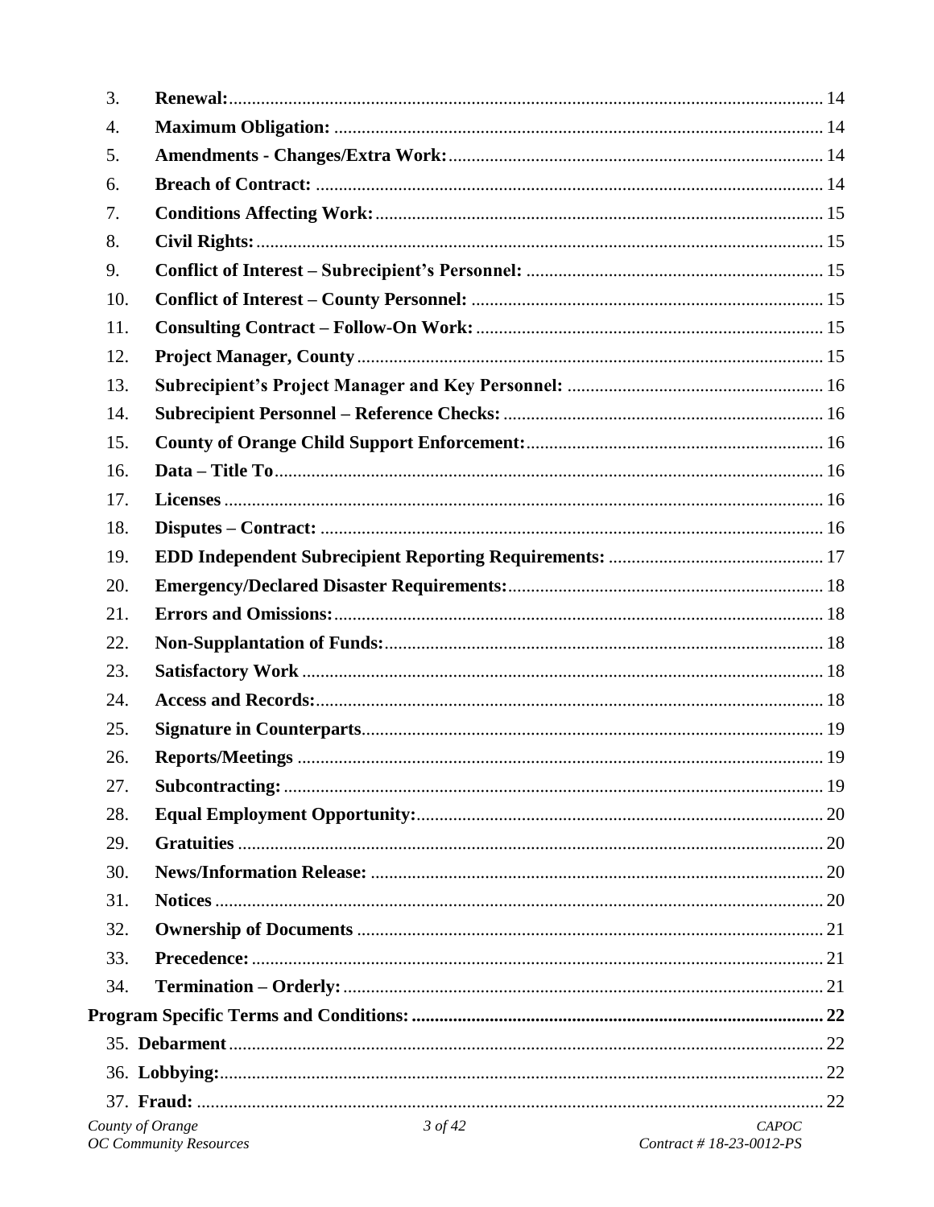3. **Renewal:** 14
4. **Maximum Obligation:** 14
5. **Amendments - Changes/Extra Work:** 14
6. **Breach of Contract:** 14
7. **Conditions Affecting Work:** 15
8. **Civil Rights:** 15
9. **Conflict of Interest – Subrecipient's Personnel:** 15
10. **Conflict of Interest – County Personnel:** 15
11. **Consulting Contract – Follow-On Work:** 15
12. **Project Manager, County** 15
13. **Subrecipient's Project Manager and Key Personnel:** 16
14. **Subrecipient Personnel – Reference Checks:** 16
15. **County of Orange Child Support Enforcement:** 16
16. **Data – Title To** 16
17. **Licenses** 16
18. **Disputes – Contract:** 16
19. **EDD Independent Subrecipient Reporting Requirements:** 17
20. **Emergency/Declared Disaster Requirements:** 18
21. **Errors and Omissions:** 18
22. **Non-Supplantation of Funds:** 18
23. **Satisfactory Work** 18
24. **Access and Records:** 18
25. **Signature in Counterparts** 19
26. **Reports/Meetings** 19
27. **Subcontracting:** 19
28. **Equal Employment Opportunity:** 20
29. **Gratuities** 20
30. **News/Information Release:** 20
31. **Notices** 20
32. **Ownership of Documents** 21
33. **Precedence:** 21
34. **Termination – Orderly:** 21

**Program Specific Terms and Conditions:** **22**

35. **Debarment** 22
36. **Lobbying:** 22
37. **Fraud:** 22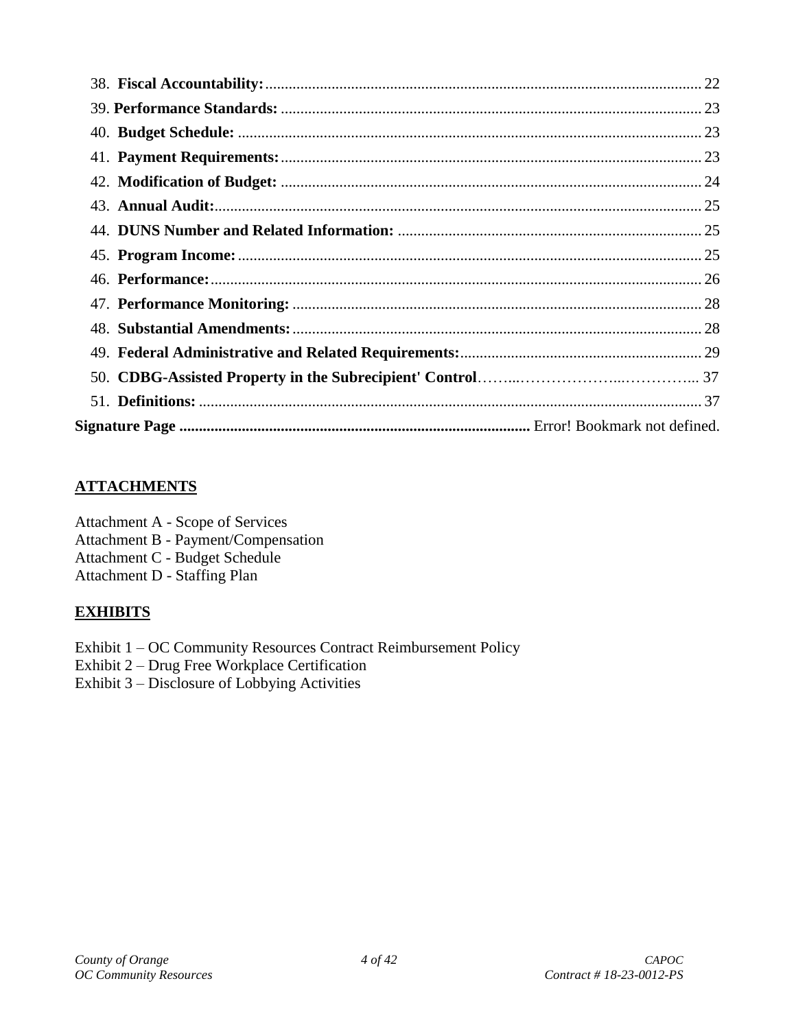38. **Fiscal Accountability:** ..... 22
39. **Performance Standards:** ..... 23
40. **Budget Schedule:** ..... 23
41. **Payment Requirements:** ..... 23
42. **Modification of Budget:** ..... 24
43. **Annual Audit:** ..... 25
44. **DUNS Number and Related Information:** ..... 25
45. **Program Income:** ..... 25
46. **Performance:** ..... 26
47. **Performance Monitoring:** ..... 28
48. **Substantial Amendments:** ..... 28
49. **Federal Administrative and Related Requirements:** ..... 29
50. **CDBG-Assisted Property in the Subrecipient' Control** ..... 37
51. **Definitions:** ..... 37

**Signature Page** ..... Error! Bookmark not defined.

## ATTACHMENTS

Attachment A - Scope of Services
Attachment B - Payment/Compensation
Attachment C - Budget Schedule
Attachment D - Staffing Plan

## EXHIBITS

Exhibit 1 – OC Community Resources Contract Reimbursement Policy
Exhibit 2 – Drug Free Workplace Certification
Exhibit 3 – Disclosure of Lobbying Activities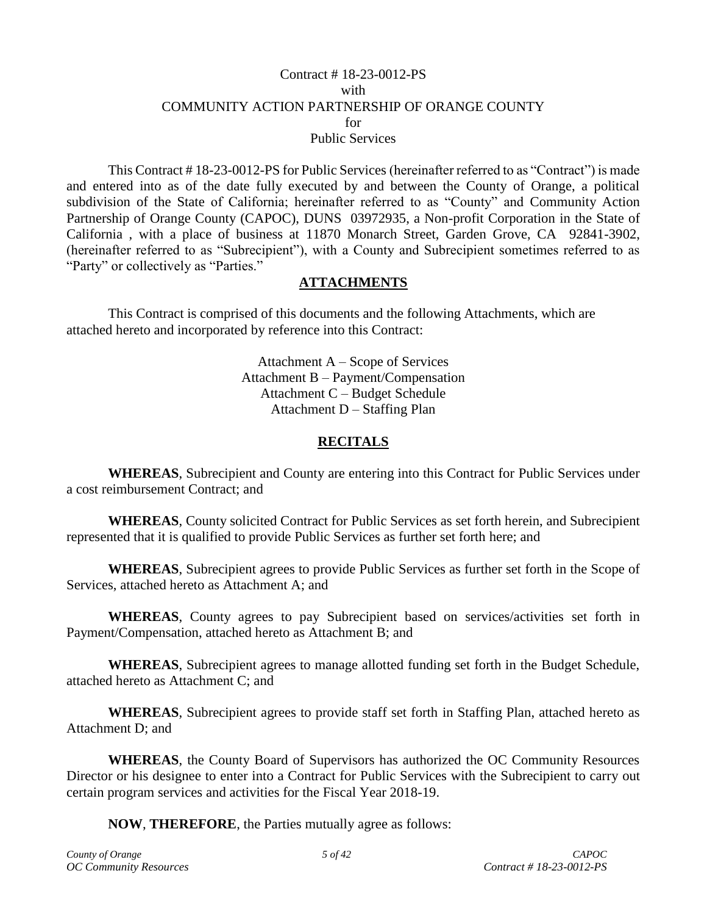Contract # 18-23-0012-PS
with
COMMUNITY ACTION PARTNERSHIP OF ORANGE COUNTY
for
Public Services

This Contract # 18-23-0012-PS for Public Services (hereinafter referred to as "Contract") is made and entered into as of the date fully executed by and between the County of Orange, a political subdivision of the State of California; hereinafter referred to as "County" and Community Action Partnership of Orange County (CAPOC), DUNS 03972935, a Non-profit Corporation in the State of California , with a place of business at 11870 Monarch Street, Garden Grove, CA 92841-3902, (hereinafter referred to as "Subrecipient"), with a County and Subrecipient sometimes referred to as "Party" or collectively as "Parties."

## ATTACHMENTS

This Contract is comprised of this documents and the following Attachments, which are attached hereto and incorporated by reference into this Contract:

Attachment A – Scope of Services
Attachment B – Payment/Compensation
Attachment C – Budget Schedule
Attachment D – Staffing Plan

## RECITALS

**WHEREAS**, Subrecipient and County are entering into this Contract for Public Services under a cost reimbursement Contract; and

**WHEREAS**, County solicited Contract for Public Services as set forth herein, and Subrecipient represented that it is qualified to provide Public Services as further set forth here; and

**WHEREAS**, Subrecipient agrees to provide Public Services as further set forth in the Scope of Services, attached hereto as Attachment A; and

**WHEREAS**, County agrees to pay Subrecipient based on services/activities set forth in Payment/Compensation, attached hereto as Attachment B; and

**WHEREAS**, Subrecipient agrees to manage allotted funding set forth in the Budget Schedule, attached hereto as Attachment C; and

**WHEREAS**, Subrecipient agrees to provide staff set forth in Staffing Plan, attached hereto as Attachment D; and

**WHEREAS**, the County Board of Supervisors has authorized the OC Community Resources Director or his designee to enter into a Contract for Public Services with the Subrecipient to carry out certain program services and activities for the Fiscal Year 2018-19.

**NOW**, **THEREFORE**, the Parties mutually agree as follows: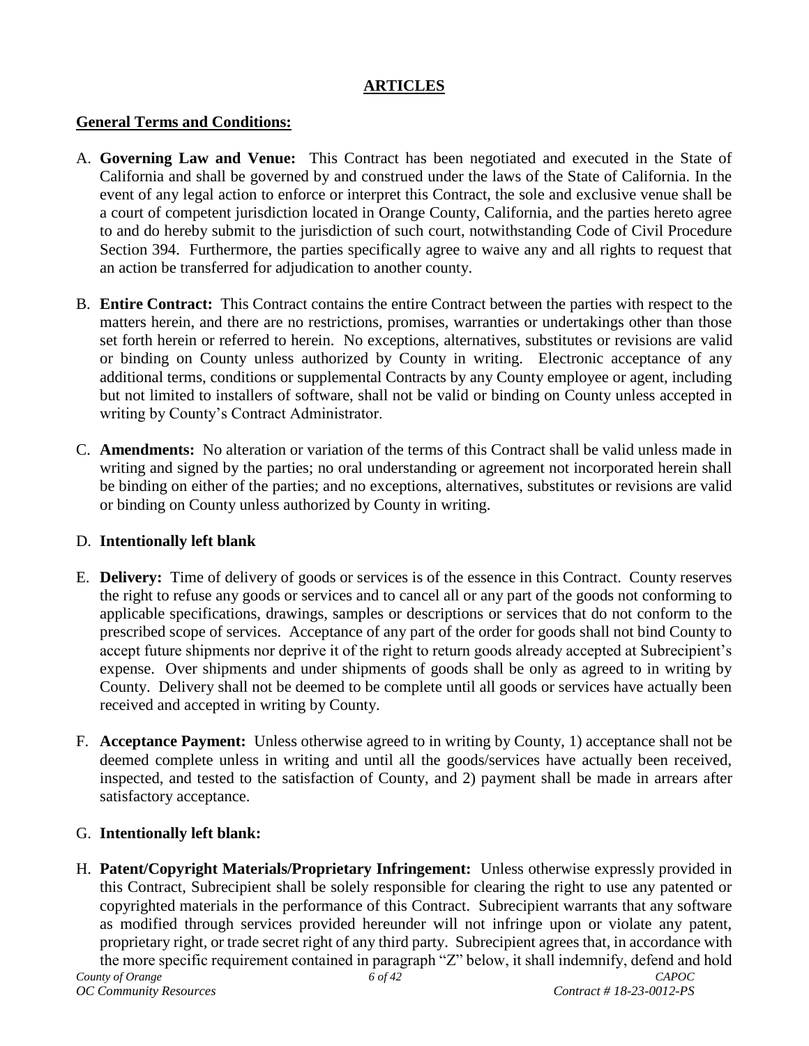## ARTICLES

**General Terms and Conditions:**

A. **Governing Law and Venue:** This Contract has been negotiated and executed in the State of California and shall be governed by and construed under the laws of the State of California. In the event of any legal action to enforce or interpret this Contract, the sole and exclusive venue shall be a court of competent jurisdiction located in Orange County, California, and the parties hereto agree to and do hereby submit to the jurisdiction of such court, notwithstanding Code of Civil Procedure Section 394. Furthermore, the parties specifically agree to waive any and all rights to request that an action be transferred for adjudication to another county.

B. **Entire Contract:** This Contract contains the entire Contract between the parties with respect to the matters herein, and there are no restrictions, promises, warranties or undertakings other than those set forth herein or referred to herein. No exceptions, alternatives, substitutes or revisions are valid or binding on County unless authorized by County in writing. Electronic acceptance of any additional terms, conditions or supplemental Contracts by any County employee or agent, including but not limited to installers of software, shall not be valid or binding on County unless accepted in writing by County's Contract Administrator.

C. **Amendments:** No alteration or variation of the terms of this Contract shall be valid unless made in writing and signed by the parties; no oral understanding or agreement not incorporated herein shall be binding on either of the parties; and no exceptions, alternatives, substitutes or revisions are valid or binding on County unless authorized by County in writing.

D. **Intentionally left blank**

E. **Delivery:** Time of delivery of goods or services is of the essence in this Contract. County reserves the right to refuse any goods or services and to cancel all or any part of the goods not conforming to applicable specifications, drawings, samples or descriptions or services that do not conform to the prescribed scope of services. Acceptance of any part of the order for goods shall not bind County to accept future shipments nor deprive it of the right to return goods already accepted at Subrecipient's expense. Over shipments and under shipments of goods shall be only as agreed to in writing by County. Delivery shall not be deemed to be complete until all goods or services have actually been received and accepted in writing by County.

F. **Acceptance Payment:** Unless otherwise agreed to in writing by County, 1) acceptance shall not be deemed complete unless in writing and until all the goods/services have actually been received, inspected, and tested to the satisfaction of County, and 2) payment shall be made in arrears after satisfactory acceptance.

G. **Intentionally left blank:**

H. **Patent/Copyright Materials/Proprietary Infringement:** Unless otherwise expressly provided in this Contract, Subrecipient shall be solely responsible for clearing the right to use any patented or copyrighted materials in the performance of this Contract. Subrecipient warrants that any software as modified through services provided hereunder will not infringe upon or violate any patent, proprietary right, or trade secret right of any third party. Subrecipient agrees that, in accordance with the more specific requirement contained in paragraph "Z" below, it shall indemnify, defend and hold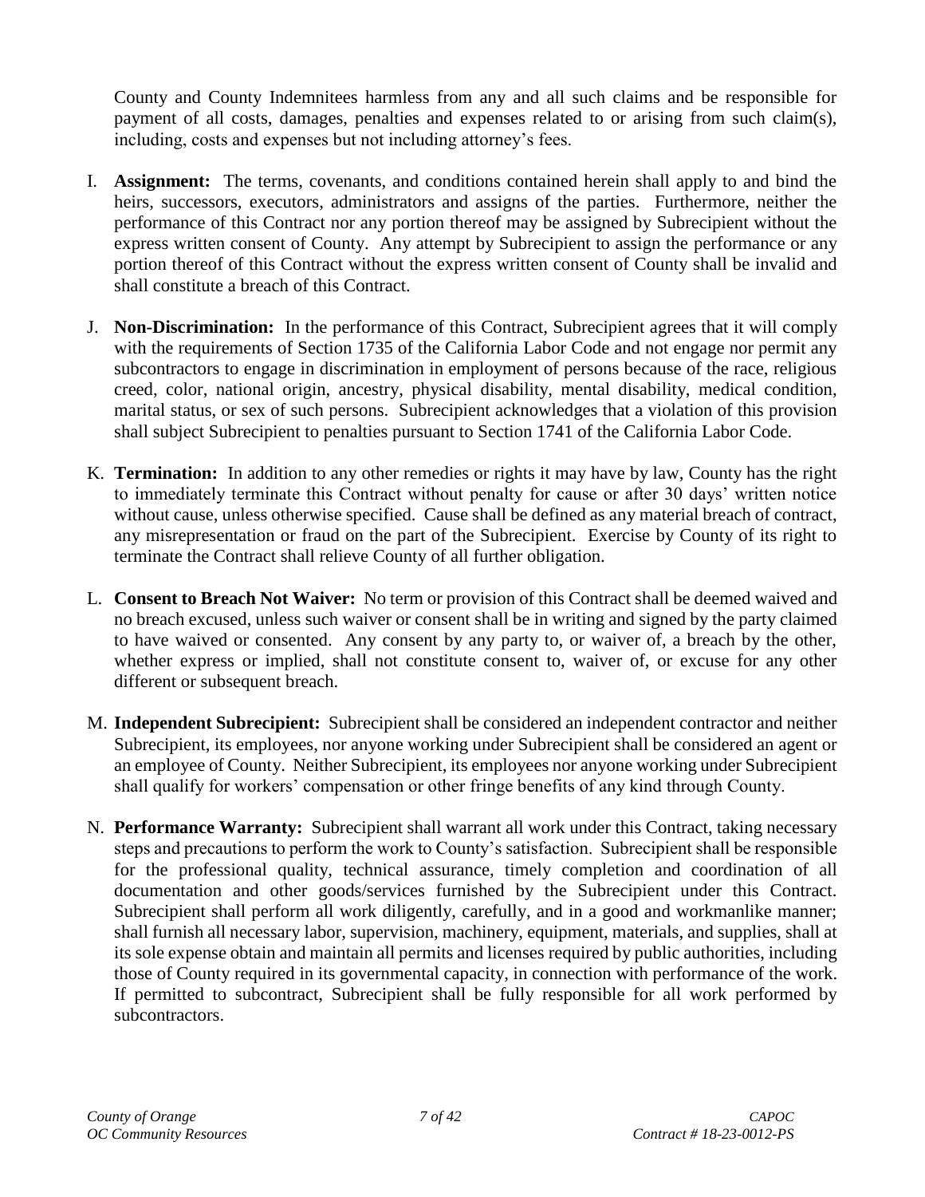County and County Indemnitees harmless from any and all such claims and be responsible for payment of all costs, damages, penalties and expenses related to or arising from such claim(s), including, costs and expenses but not including attorney's fees.

I. **Assignment:** The terms, covenants, and conditions contained herein shall apply to and bind the heirs, successors, executors, administrators and assigns of the parties. Furthermore, neither the performance of this Contract nor any portion thereof may be assigned by Subrecipient without the express written consent of County. Any attempt by Subrecipient to assign the performance or any portion thereof of this Contract without the express written consent of County shall be invalid and shall constitute a breach of this Contract.

J. **Non-Discrimination:** In the performance of this Contract, Subrecipient agrees that it will comply with the requirements of Section 1735 of the California Labor Code and not engage nor permit any subcontractors to engage in discrimination in employment of persons because of the race, religious creed, color, national origin, ancestry, physical disability, mental disability, medical condition, marital status, or sex of such persons. Subrecipient acknowledges that a violation of this provision shall subject Subrecipient to penalties pursuant to Section 1741 of the California Labor Code.

K. **Termination:** In addition to any other remedies or rights it may have by law, County has the right to immediately terminate this Contract without penalty for cause or after 30 days' written notice without cause, unless otherwise specified. Cause shall be defined as any material breach of contract, any misrepresentation or fraud on the part of the Subrecipient. Exercise by County of its right to terminate the Contract shall relieve County of all further obligation.

L. **Consent to Breach Not Waiver:** No term or provision of this Contract shall be deemed waived and no breach excused, unless such waiver or consent shall be in writing and signed by the party claimed to have waived or consented. Any consent by any party to, or waiver of, a breach by the other, whether express or implied, shall not constitute consent to, waiver of, or excuse for any other different or subsequent breach.

M. **Independent Subrecipient:** Subrecipient shall be considered an independent contractor and neither Subrecipient, its employees, nor anyone working under Subrecipient shall be considered an agent or an employee of County. Neither Subrecipient, its employees nor anyone working under Subrecipient shall qualify for workers' compensation or other fringe benefits of any kind through County.

N. **Performance Warranty:** Subrecipient shall warrant all work under this Contract, taking necessary steps and precautions to perform the work to County's satisfaction. Subrecipient shall be responsible for the professional quality, technical assurance, timely completion and coordination of all documentation and other goods/services furnished by the Subrecipient under this Contract. Subrecipient shall perform all work diligently, carefully, and in a good and workmanlike manner; shall furnish all necessary labor, supervision, machinery, equipment, materials, and supplies, shall at its sole expense obtain and maintain all permits and licenses required by public authorities, including those of County required in its governmental capacity, in connection with performance of the work. If permitted to subcontract, Subrecipient shall be fully responsible for all work performed by subcontractors.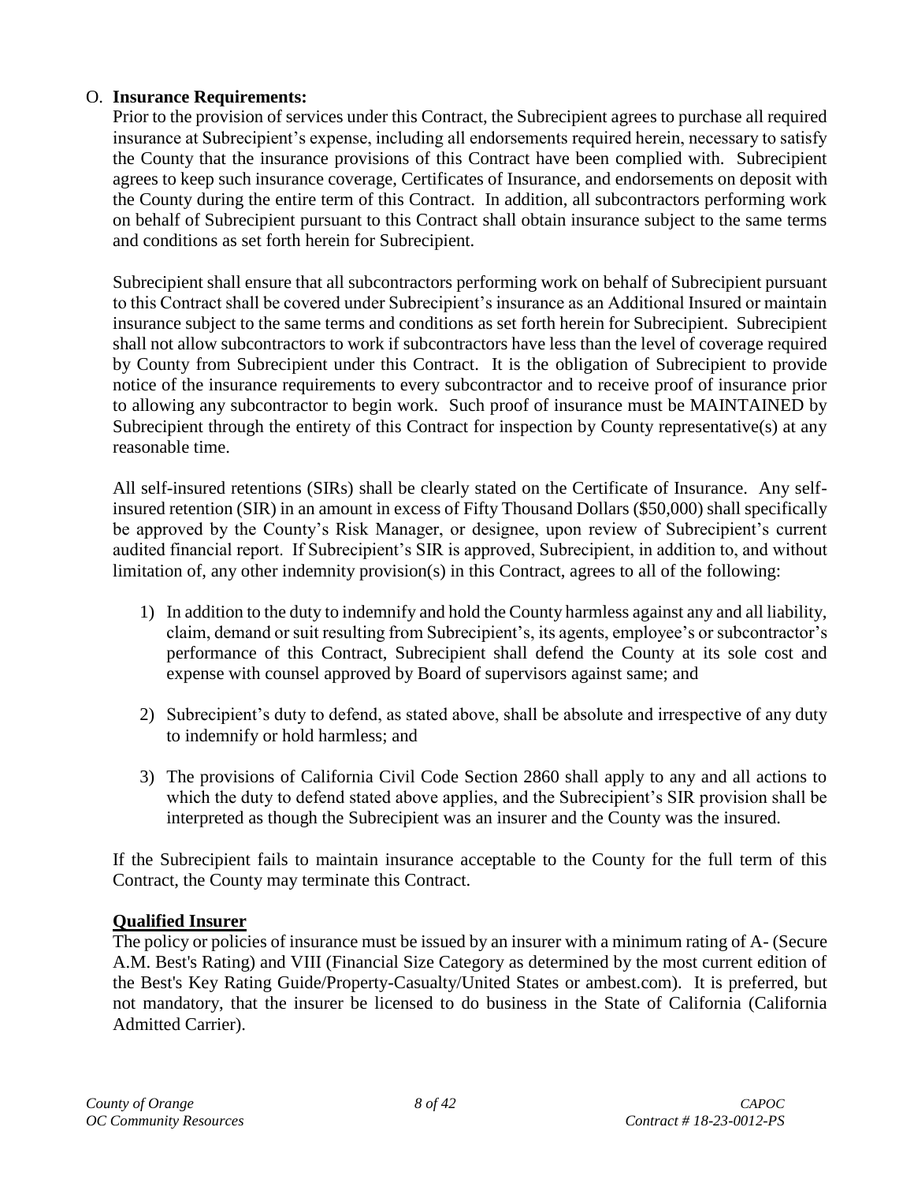O. **Insurance Requirements:**

Prior to the provision of services under this Contract, the Subrecipient agrees to purchase all required insurance at Subrecipient's expense, including all endorsements required herein, necessary to satisfy the County that the insurance provisions of this Contract have been complied with. Subrecipient agrees to keep such insurance coverage, Certificates of Insurance, and endorsements on deposit with the County during the entire term of this Contract. In addition, all subcontractors performing work on behalf of Subrecipient pursuant to this Contract shall obtain insurance subject to the same terms and conditions as set forth herein for Subrecipient.

Subrecipient shall ensure that all subcontractors performing work on behalf of Subrecipient pursuant to this Contract shall be covered under Subrecipient's insurance as an Additional Insured or maintain insurance subject to the same terms and conditions as set forth herein for Subrecipient. Subrecipient shall not allow subcontractors to work if subcontractors have less than the level of coverage required by County from Subrecipient under this Contract. It is the obligation of Subrecipient to provide notice of the insurance requirements to every subcontractor and to receive proof of insurance prior to allowing any subcontractor to begin work. Such proof of insurance must be MAINTAINED by Subrecipient through the entirety of this Contract for inspection by County representative(s) at any reasonable time.

All self-insured retentions (SIRs) shall be clearly stated on the Certificate of Insurance. Any self-insured retention (SIR) in an amount in excess of Fifty Thousand Dollars ($50,000) shall specifically be approved by the County's Risk Manager, or designee, upon review of Subrecipient's current audited financial report. If Subrecipient's SIR is approved, Subrecipient, in addition to, and without limitation of, any other indemnity provision(s) in this Contract, agrees to all of the following:

1) In addition to the duty to indemnify and hold the County harmless against any and all liability, claim, demand or suit resulting from Subrecipient's, its agents, employee's or subcontractor's performance of this Contract, Subrecipient shall defend the County at its sole cost and expense with counsel approved by Board of supervisors against same; and

2) Subrecipient's duty to defend, as stated above, shall be absolute and irrespective of any duty to indemnify or hold harmless; and

3) The provisions of California Civil Code Section 2860 shall apply to any and all actions to which the duty to defend stated above applies, and the Subrecipient's SIR provision shall be interpreted as though the Subrecipient was an insurer and the County was the insured.

If the Subrecipient fails to maintain insurance acceptable to the County for the full term of this Contract, the County may terminate this Contract.

**Qualified Insurer**

The policy or policies of insurance must be issued by an insurer with a minimum rating of A- (Secure A.M. Best's Rating) and VIII (Financial Size Category as determined by the most current edition of the Best's Key Rating Guide/Property-Casualty/United States or ambest.com). It is preferred, but not mandatory, that the insurer be licensed to do business in the State of California (California Admitted Carrier).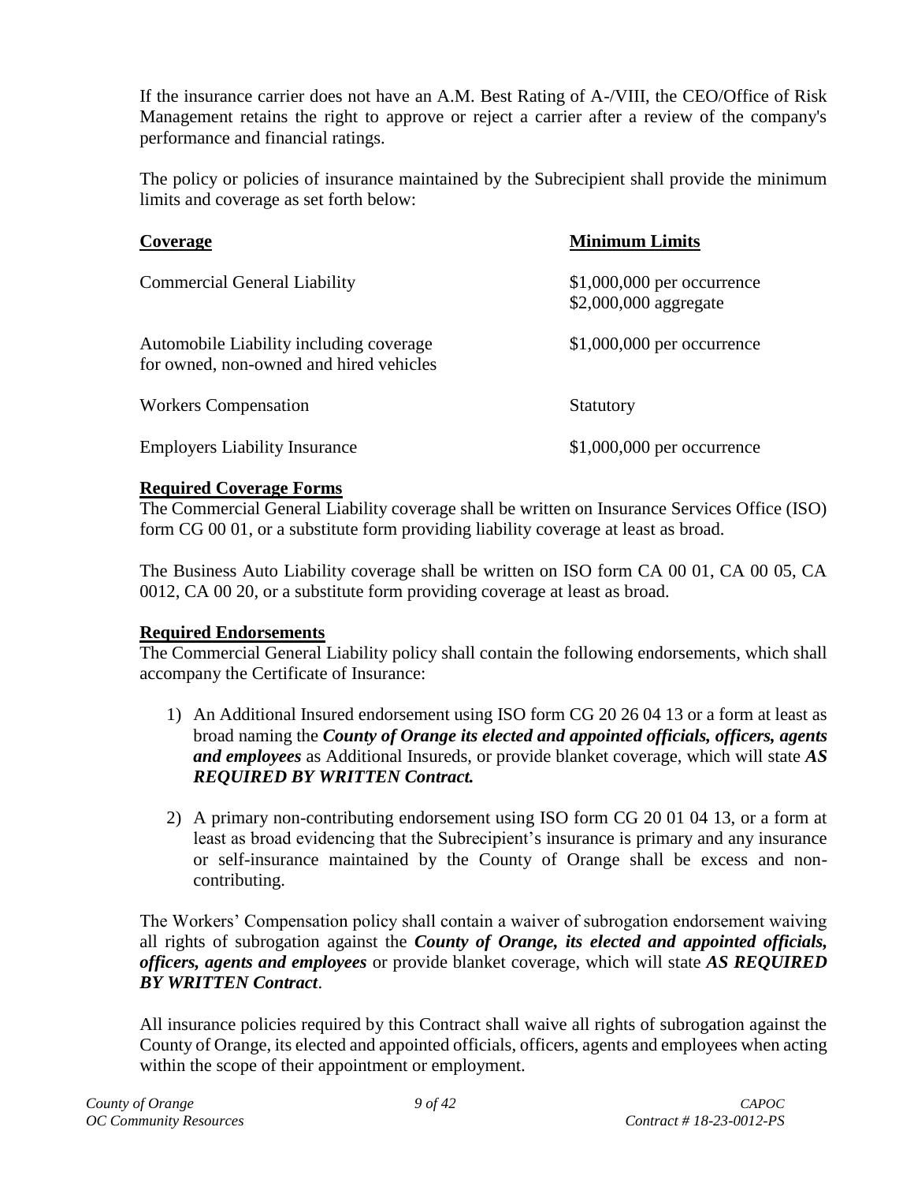If the insurance carrier does not have an A.M. Best Rating of A-/VIII, the CEO/Office of Risk Management retains the right to approve or reject a carrier after a review of the company's performance and financial ratings.

The policy or policies of insurance maintained by the Subrecipient shall provide the minimum limits and coverage as set forth below:

| Coverage | Minimum Limits |
|---|---|
| Commercial General Liability | $1,000,000 per occurrence<br>$2,000,000 aggregate |
| Automobile Liability including coverage for owned, non-owned and hired vehicles | $1,000,000 per occurrence |
| Workers Compensation | Statutory |
| Employers Liability Insurance | $1,000,000 per occurrence |

**Required Coverage Forms**

The Commercial General Liability coverage shall be written on Insurance Services Office (ISO) form CG 00 01, or a substitute form providing liability coverage at least as broad.

The Business Auto Liability coverage shall be written on ISO form CA 00 01, CA 00 05, CA 0012, CA 00 20, or a substitute form providing coverage at least as broad.

**Required Endorsements**

The Commercial General Liability policy shall contain the following endorsements, which shall accompany the Certificate of Insurance:

1) An Additional Insured endorsement using ISO form CG 20 26 04 13 or a form at least as broad naming the ***County of Orange its elected and appointed officials, officers, agents and employees*** as Additional Insureds, or provide blanket coverage, which will state ***AS REQUIRED BY WRITTEN Contract.***

2) A primary non-contributing endorsement using ISO form CG 20 01 04 13, or a form at least as broad evidencing that the Subrecipient's insurance is primary and any insurance or self-insurance maintained by the County of Orange shall be excess and non-contributing.

The Workers' Compensation policy shall contain a waiver of subrogation endorsement waiving all rights of subrogation against the ***County of Orange, its elected and appointed officials, officers, agents and employees*** or provide blanket coverage, which will state ***AS REQUIRED BY WRITTEN Contract***.

All insurance policies required by this Contract shall waive all rights of subrogation against the County of Orange, its elected and appointed officials, officers, agents and employees when acting within the scope of their appointment or employment.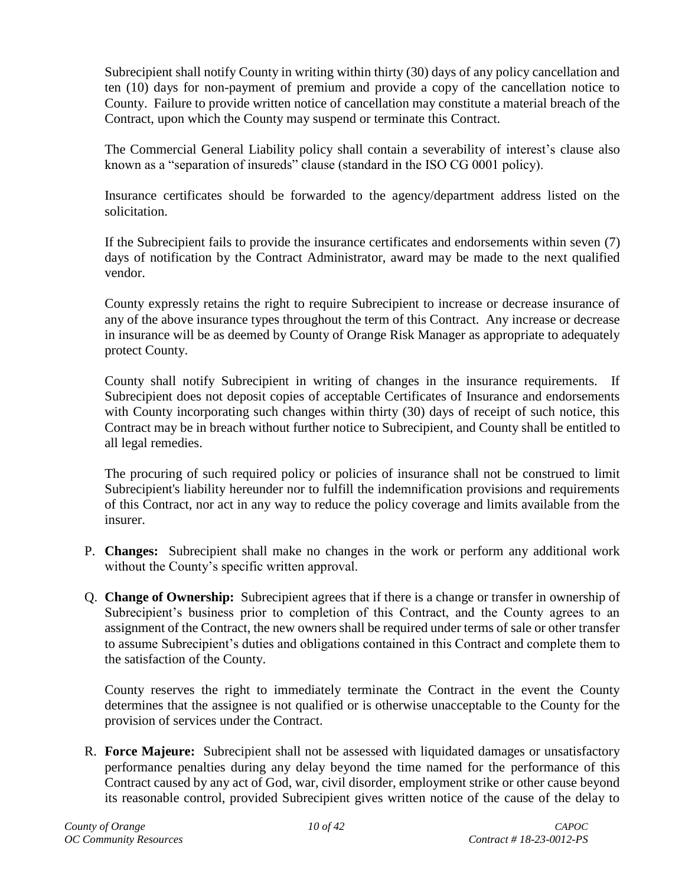Subrecipient shall notify County in writing within thirty (30) days of any policy cancellation and ten (10) days for non-payment of premium and provide a copy of the cancellation notice to County. Failure to provide written notice of cancellation may constitute a material breach of the Contract, upon which the County may suspend or terminate this Contract.

The Commercial General Liability policy shall contain a severability of interest's clause also known as a "separation of insureds" clause (standard in the ISO CG 0001 policy).

Insurance certificates should be forwarded to the agency/department address listed on the solicitation.

If the Subrecipient fails to provide the insurance certificates and endorsements within seven (7) days of notification by the Contract Administrator, award may be made to the next qualified vendor.

County expressly retains the right to require Subrecipient to increase or decrease insurance of any of the above insurance types throughout the term of this Contract. Any increase or decrease in insurance will be as deemed by County of Orange Risk Manager as appropriate to adequately protect County.

County shall notify Subrecipient in writing of changes in the insurance requirements. If Subrecipient does not deposit copies of acceptable Certificates of Insurance and endorsements with County incorporating such changes within thirty (30) days of receipt of such notice, this Contract may be in breach without further notice to Subrecipient, and County shall be entitled to all legal remedies.

The procuring of such required policy or policies of insurance shall not be construed to limit Subrecipient's liability hereunder nor to fulfill the indemnification provisions and requirements of this Contract, nor act in any way to reduce the policy coverage and limits available from the insurer.

P. **Changes:** Subrecipient shall make no changes in the work or perform any additional work without the County's specific written approval.

Q. **Change of Ownership:** Subrecipient agrees that if there is a change or transfer in ownership of Subrecipient's business prior to completion of this Contract, and the County agrees to an assignment of the Contract, the new owners shall be required under terms of sale or other transfer to assume Subrecipient's duties and obligations contained in this Contract and complete them to the satisfaction of the County.

County reserves the right to immediately terminate the Contract in the event the County determines that the assignee is not qualified or is otherwise unacceptable to the County for the provision of services under the Contract.

R. **Force Majeure:** Subrecipient shall not be assessed with liquidated damages or unsatisfactory performance penalties during any delay beyond the time named for the performance of this Contract caused by any act of God, war, civil disorder, employment strike or other cause beyond its reasonable control, provided Subrecipient gives written notice of the cause of the delay to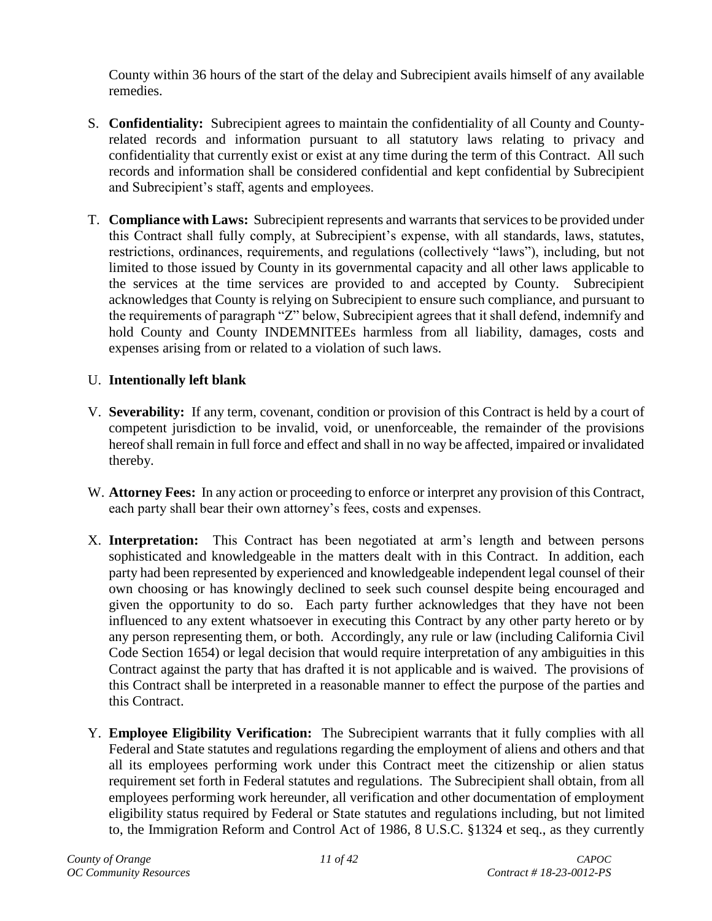County within 36 hours of the start of the delay and Subrecipient avails himself of any available remedies.

S. **Confidentiality:** Subrecipient agrees to maintain the confidentiality of all County and County-related records and information pursuant to all statutory laws relating to privacy and confidentiality that currently exist or exist at any time during the term of this Contract. All such records and information shall be considered confidential and kept confidential by Subrecipient and Subrecipient's staff, agents and employees.

T. **Compliance with Laws:** Subrecipient represents and warrants that services to be provided under this Contract shall fully comply, at Subrecipient's expense, with all standards, laws, statutes, restrictions, ordinances, requirements, and regulations (collectively "laws"), including, but not limited to those issued by County in its governmental capacity and all other laws applicable to the services at the time services are provided to and accepted by County. Subrecipient acknowledges that County is relying on Subrecipient to ensure such compliance, and pursuant to the requirements of paragraph "Z" below, Subrecipient agrees that it shall defend, indemnify and hold County and County INDEMNITEEs harmless from all liability, damages, costs and expenses arising from or related to a violation of such laws.

U. **Intentionally left blank**

V. **Severability:** If any term, covenant, condition or provision of this Contract is held by a court of competent jurisdiction to be invalid, void, or unenforceable, the remainder of the provisions hereof shall remain in full force and effect and shall in no way be affected, impaired or invalidated thereby.

W. **Attorney Fees:** In any action or proceeding to enforce or interpret any provision of this Contract, each party shall bear their own attorney's fees, costs and expenses.

X. **Interpretation:** This Contract has been negotiated at arm's length and between persons sophisticated and knowledgeable in the matters dealt with in this Contract. In addition, each party had been represented by experienced and knowledgeable independent legal counsel of their own choosing or has knowingly declined to seek such counsel despite being encouraged and given the opportunity to do so. Each party further acknowledges that they have not been influenced to any extent whatsoever in executing this Contract by any other party hereto or by any person representing them, or both. Accordingly, any rule or law (including California Civil Code Section 1654) or legal decision that would require interpretation of any ambiguities in this Contract against the party that has drafted it is not applicable and is waived. The provisions of this Contract shall be interpreted in a reasonable manner to effect the purpose of the parties and this Contract.

Y. **Employee Eligibility Verification:** The Subrecipient warrants that it fully complies with all Federal and State statutes and regulations regarding the employment of aliens and others and that all its employees performing work under this Contract meet the citizenship or alien status requirement set forth in Federal statutes and regulations. The Subrecipient shall obtain, from all employees performing work hereunder, all verification and other documentation of employment eligibility status required by Federal or State statutes and regulations including, but not limited to, the Immigration Reform and Control Act of 1986, 8 U.S.C. §1324 et seq., as they currently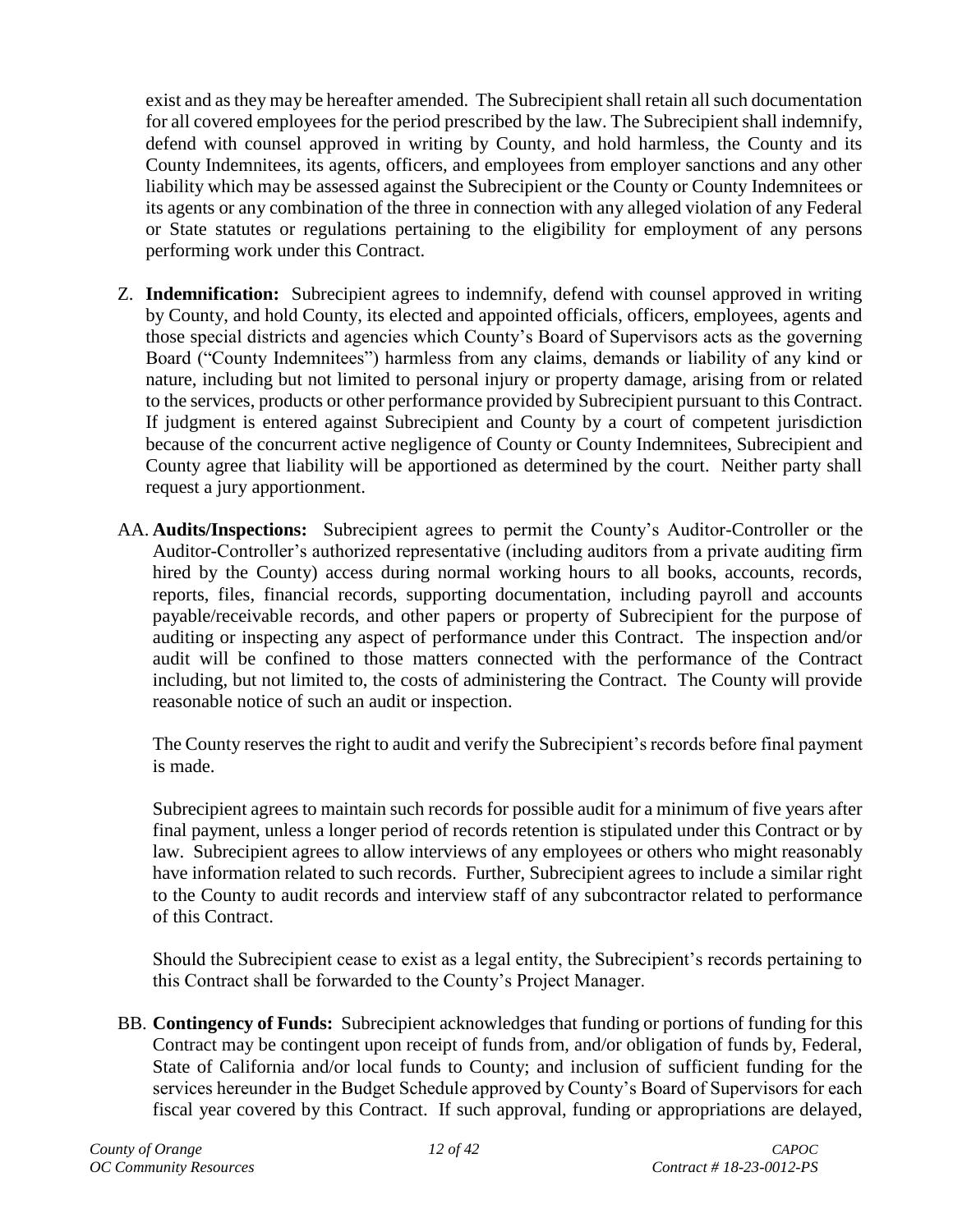exist and as they may be hereafter amended. The Subrecipient shall retain all such documentation for all covered employees for the period prescribed by the law. The Subrecipient shall indemnify, defend with counsel approved in writing by County, and hold harmless, the County and its County Indemnitees, its agents, officers, and employees from employer sanctions and any other liability which may be assessed against the Subrecipient or the County or County Indemnitees or its agents or any combination of the three in connection with any alleged violation of any Federal or State statutes or regulations pertaining to the eligibility for employment of any persons performing work under this Contract.

Z. **Indemnification:** Subrecipient agrees to indemnify, defend with counsel approved in writing by County, and hold County, its elected and appointed officials, officers, employees, agents and those special districts and agencies which County's Board of Supervisors acts as the governing Board ("County Indemnitees") harmless from any claims, demands or liability of any kind or nature, including but not limited to personal injury or property damage, arising from or related to the services, products or other performance provided by Subrecipient pursuant to this Contract. If judgment is entered against Subrecipient and County by a court of competent jurisdiction because of the concurrent active negligence of County or County Indemnitees, Subrecipient and County agree that liability will be apportioned as determined by the court. Neither party shall request a jury apportionment.

AA. **Audits/Inspections:** Subrecipient agrees to permit the County's Auditor-Controller or the Auditor-Controller's authorized representative (including auditors from a private auditing firm hired by the County) access during normal working hours to all books, accounts, records, reports, files, financial records, supporting documentation, including payroll and accounts payable/receivable records, and other papers or property of Subrecipient for the purpose of auditing or inspecting any aspect of performance under this Contract. The inspection and/or audit will be confined to those matters connected with the performance of the Contract including, but not limited to, the costs of administering the Contract. The County will provide reasonable notice of such an audit or inspection.

The County reserves the right to audit and verify the Subrecipient's records before final payment is made.

Subrecipient agrees to maintain such records for possible audit for a minimum of five years after final payment, unless a longer period of records retention is stipulated under this Contract or by law. Subrecipient agrees to allow interviews of any employees or others who might reasonably have information related to such records. Further, Subrecipient agrees to include a similar right to the County to audit records and interview staff of any subcontractor related to performance of this Contract.

Should the Subrecipient cease to exist as a legal entity, the Subrecipient's records pertaining to this Contract shall be forwarded to the County's Project Manager.

BB. **Contingency of Funds:** Subrecipient acknowledges that funding or portions of funding for this Contract may be contingent upon receipt of funds from, and/or obligation of funds by, Federal, State of California and/or local funds to County; and inclusion of sufficient funding for the services hereunder in the Budget Schedule approved by County's Board of Supervisors for each fiscal year covered by this Contract. If such approval, funding or appropriations are delayed,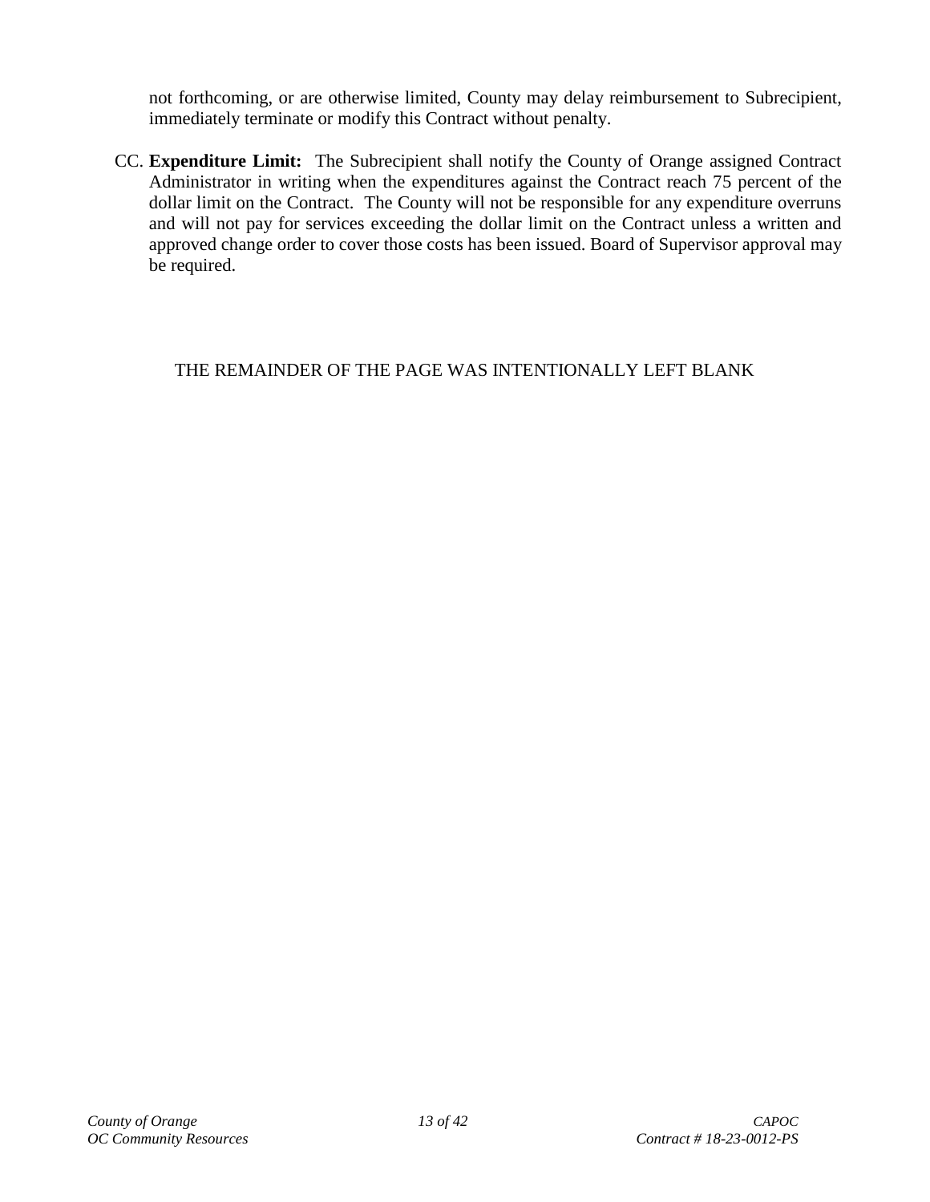not forthcoming, or are otherwise limited, County may delay reimbursement to Subrecipient, immediately terminate or modify this Contract without penalty.

CC. **Expenditure Limit:** The Subrecipient shall notify the County of Orange assigned Contract Administrator in writing when the expenditures against the Contract reach 75 percent of the dollar limit on the Contract. The County will not be responsible for any expenditure overruns and will not pay for services exceeding the dollar limit on the Contract unless a written and approved change order to cover those costs has been issued. Board of Supervisor approval may be required.

THE REMAINDER OF THE PAGE WAS INTENTIONALLY LEFT BLANK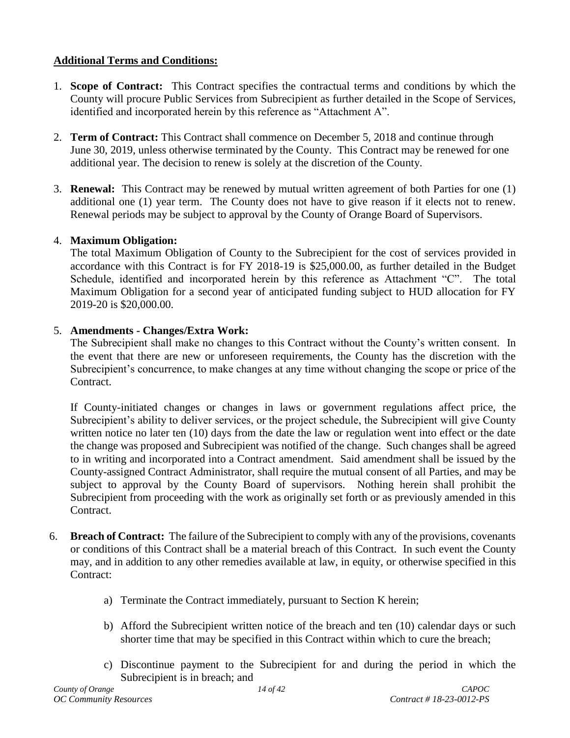**Additional Terms and Conditions:**

1. **Scope of Contract:** This Contract specifies the contractual terms and conditions by which the County will procure Public Services from Subrecipient as further detailed in the Scope of Services, identified and incorporated herein by this reference as "Attachment A".

2. **Term of Contract:** This Contract shall commence on December 5, 2018 and continue through June 30, 2019, unless otherwise terminated by the County. This Contract may be renewed for one additional year. The decision to renew is solely at the discretion of the County.

3. **Renewal:** This Contract may be renewed by mutual written agreement of both Parties for one (1) additional one (1) year term. The County does not have to give reason if it elects not to renew. Renewal periods may be subject to approval by the County of Orange Board of Supervisors.

4. **Maximum Obligation:**
   The total Maximum Obligation of County to the Subrecipient for the cost of services provided in accordance with this Contract is for FY 2018-19 is $25,000.00, as further detailed in the Budget Schedule, identified and incorporated herein by this reference as Attachment "C". The total Maximum Obligation for a second year of anticipated funding subject to HUD allocation for FY 2019-20 is $20,000.00.

5. **Amendments - Changes/Extra Work:**
   The Subrecipient shall make no changes to this Contract without the County's written consent. In the event that there are new or unforeseen requirements, the County has the discretion with the Subrecipient's concurrence, to make changes at any time without changing the scope or price of the Contract.

   If County-initiated changes or changes in laws or government regulations affect price, the Subrecipient's ability to deliver services, or the project schedule, the Subrecipient will give County written notice no later ten (10) days from the date the law or regulation went into effect or the date the change was proposed and Subrecipient was notified of the change. Such changes shall be agreed to in writing and incorporated into a Contract amendment. Said amendment shall be issued by the County-assigned Contract Administrator, shall require the mutual consent of all Parties, and may be subject to approval by the County Board of supervisors. Nothing herein shall prohibit the Subrecipient from proceeding with the work as originally set forth or as previously amended in this Contract.

6. **Breach of Contract:** The failure of the Subrecipient to comply with any of the provisions, covenants or conditions of this Contract shall be a material breach of this Contract. In such event the County may, and in addition to any other remedies available at law, in equity, or otherwise specified in this Contract:

   a) Terminate the Contract immediately, pursuant to Section K herein;

   b) Afford the Subrecipient written notice of the breach and ten (10) calendar days or such shorter time that may be specified in this Contract within which to cure the breach;

   c) Discontinue payment to the Subrecipient for and during the period in which the Subrecipient is in breach; and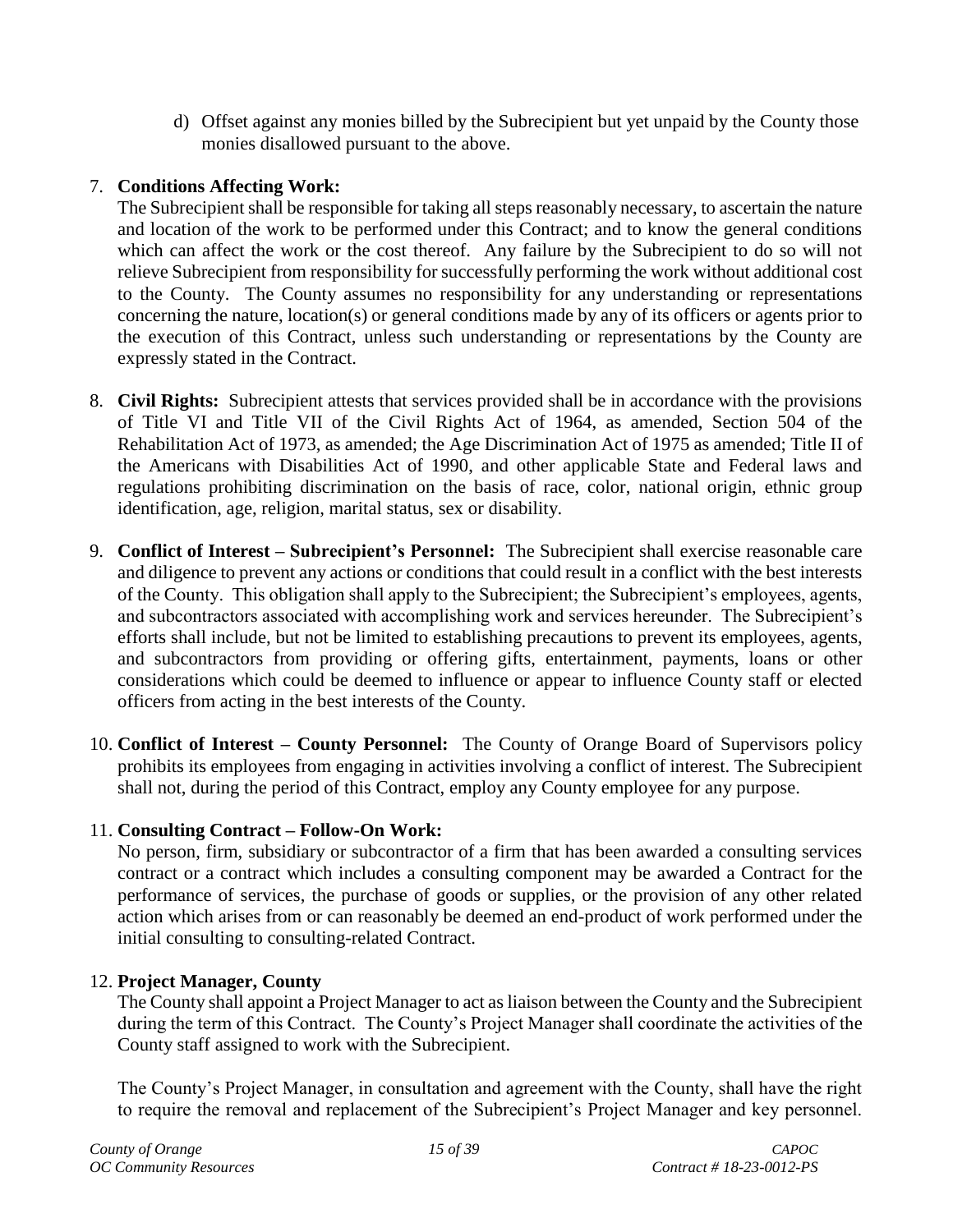d) Offset against any monies billed by the Subrecipient but yet unpaid by the County those monies disallowed pursuant to the above.

7. **Conditions Affecting Work:**
   The Subrecipient shall be responsible for taking all steps reasonably necessary, to ascertain the nature and location of the work to be performed under this Contract; and to know the general conditions which can affect the work or the cost thereof. Any failure by the Subrecipient to do so will not relieve Subrecipient from responsibility for successfully performing the work without additional cost to the County. The County assumes no responsibility for any understanding or representations concerning the nature, location(s) or general conditions made by any of its officers or agents prior to the execution of this Contract, unless such understanding or representations by the County are expressly stated in the Contract.

8. **Civil Rights:** Subrecipient attests that services provided shall be in accordance with the provisions of Title VI and Title VII of the Civil Rights Act of 1964, as amended, Section 504 of the Rehabilitation Act of 1973, as amended; the Age Discrimination Act of 1975 as amended; Title II of the Americans with Disabilities Act of 1990, and other applicable State and Federal laws and regulations prohibiting discrimination on the basis of race, color, national origin, ethnic group identification, age, religion, marital status, sex or disability.

9. **Conflict of Interest – Subrecipient's Personnel:** The Subrecipient shall exercise reasonable care and diligence to prevent any actions or conditions that could result in a conflict with the best interests of the County. This obligation shall apply to the Subrecipient; the Subrecipient's employees, agents, and subcontractors associated with accomplishing work and services hereunder. The Subrecipient's efforts shall include, but not be limited to establishing precautions to prevent its employees, agents, and subcontractors from providing or offering gifts, entertainment, payments, loans or other considerations which could be deemed to influence or appear to influence County staff or elected officers from acting in the best interests of the County.

10. **Conflict of Interest – County Personnel:** The County of Orange Board of Supervisors policy prohibits its employees from engaging in activities involving a conflict of interest. The Subrecipient shall not, during the period of this Contract, employ any County employee for any purpose.

11. **Consulting Contract – Follow-On Work:**
    No person, firm, subsidiary or subcontractor of a firm that has been awarded a consulting services contract or a contract which includes a consulting component may be awarded a Contract for the performance of services, the purchase of goods or supplies, or the provision of any other related action which arises from or can reasonably be deemed an end-product of work performed under the initial consulting to consulting-related Contract.

12. **Project Manager, County**
    The County shall appoint a Project Manager to act as liaison between the County and the Subrecipient during the term of this Contract. The County's Project Manager shall coordinate the activities of the County staff assigned to work with the Subrecipient.

    The County's Project Manager, in consultation and agreement with the County, shall have the right to require the removal and replacement of the Subrecipient's Project Manager and key personnel.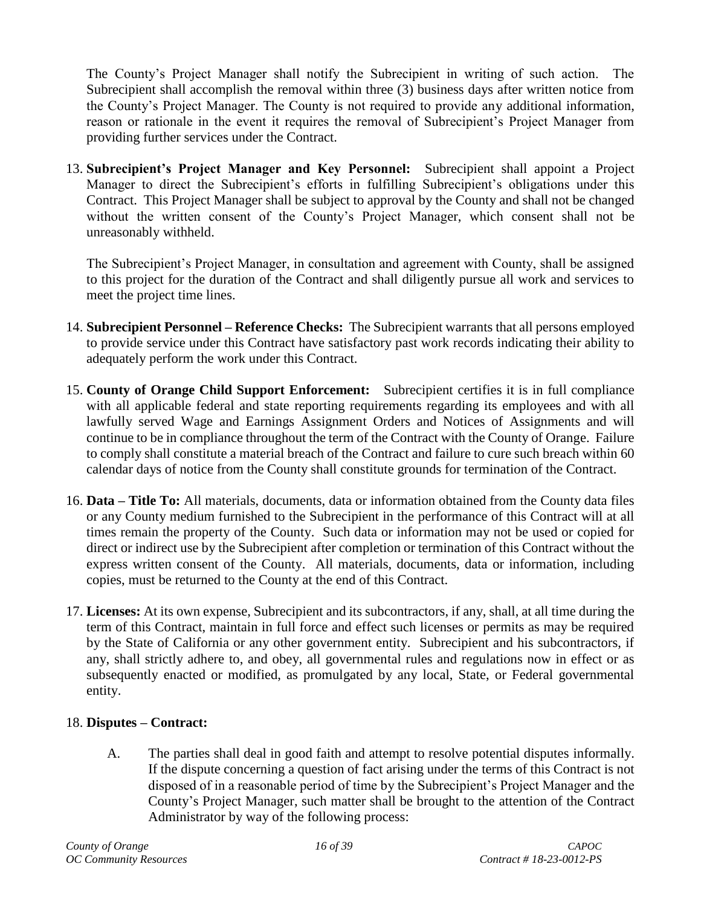The County's Project Manager shall notify the Subrecipient in writing of such action. The Subrecipient shall accomplish the removal within three (3) business days after written notice from the County's Project Manager. The County is not required to provide any additional information, reason or rationale in the event it requires the removal of Subrecipient's Project Manager from providing further services under the Contract.

13. **Subrecipient's Project Manager and Key Personnel:** Subrecipient shall appoint a Project Manager to direct the Subrecipient's efforts in fulfilling Subrecipient's obligations under this Contract. This Project Manager shall be subject to approval by the County and shall not be changed without the written consent of the County's Project Manager, which consent shall not be unreasonably withheld.

    The Subrecipient's Project Manager, in consultation and agreement with County, shall be assigned to this project for the duration of the Contract and shall diligently pursue all work and services to meet the project time lines.

14. **Subrecipient Personnel – Reference Checks:** The Subrecipient warrants that all persons employed to provide service under this Contract have satisfactory past work records indicating their ability to adequately perform the work under this Contract.

15. **County of Orange Child Support Enforcement:** Subrecipient certifies it is in full compliance with all applicable federal and state reporting requirements regarding its employees and with all lawfully served Wage and Earnings Assignment Orders and Notices of Assignments and will continue to be in compliance throughout the term of the Contract with the County of Orange. Failure to comply shall constitute a material breach of the Contract and failure to cure such breach within 60 calendar days of notice from the County shall constitute grounds for termination of the Contract.

16. **Data – Title To:** All materials, documents, data or information obtained from the County data files or any County medium furnished to the Subrecipient in the performance of this Contract will at all times remain the property of the County. Such data or information may not be used or copied for direct or indirect use by the Subrecipient after completion or termination of this Contract without the express written consent of the County. All materials, documents, data or information, including copies, must be returned to the County at the end of this Contract.

17. **Licenses:** At its own expense, Subrecipient and its subcontractors, if any, shall, at all time during the term of this Contract, maintain in full force and effect such licenses or permits as may be required by the State of California or any other government entity. Subrecipient and his subcontractors, if any, shall strictly adhere to, and obey, all governmental rules and regulations now in effect or as subsequently enacted or modified, as promulgated by any local, State, or Federal governmental entity.

18. **Disputes – Contract:**

    A. The parties shall deal in good faith and attempt to resolve potential disputes informally. If the dispute concerning a question of fact arising under the terms of this Contract is not disposed of in a reasonable period of time by the Subrecipient's Project Manager and the County's Project Manager, such matter shall be brought to the attention of the Contract Administrator by way of the following process: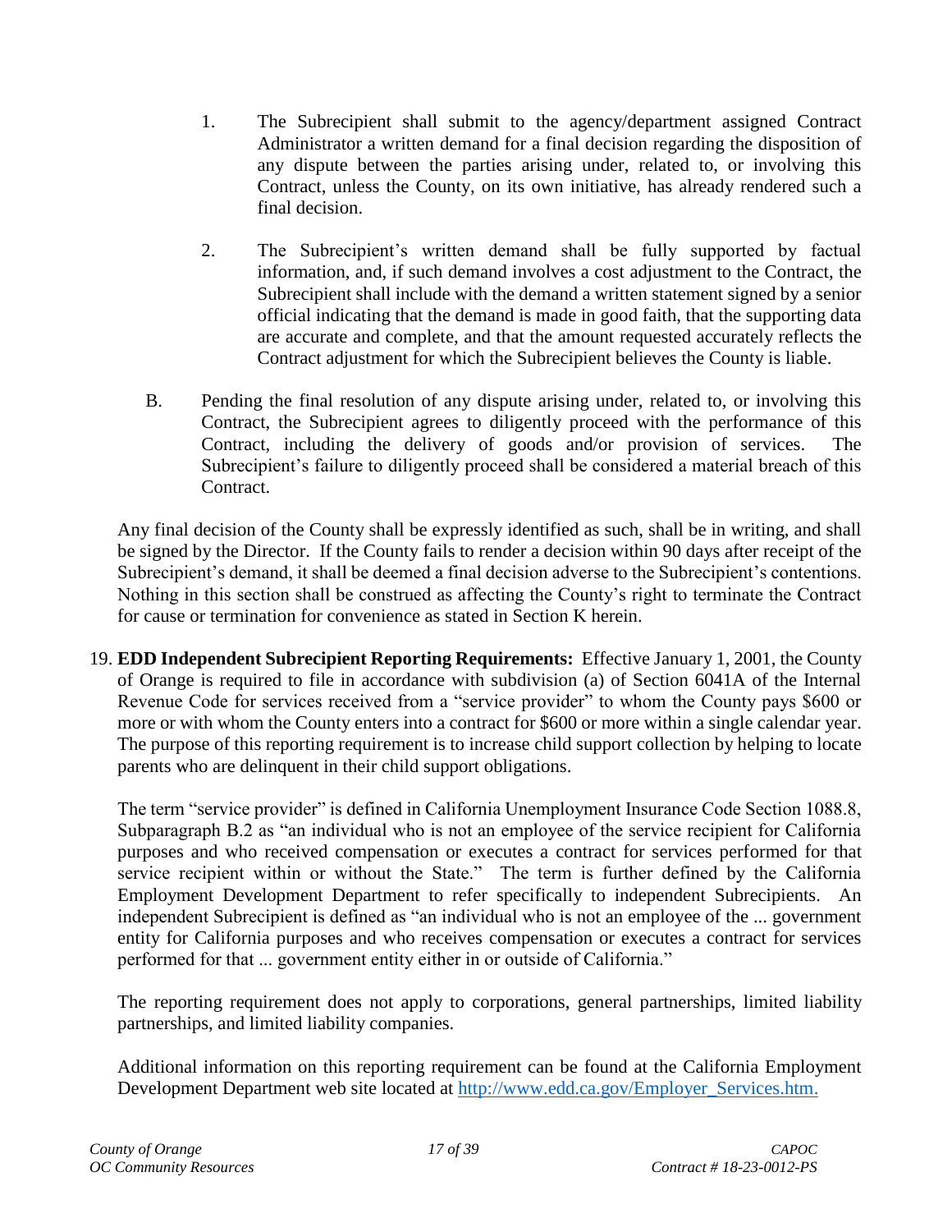1. The Subrecipient shall submit to the agency/department assigned Contract Administrator a written demand for a final decision regarding the disposition of any dispute between the parties arising under, related to, or involving this Contract, unless the County, on its own initiative, has already rendered such a final decision.

2. The Subrecipient's written demand shall be fully supported by factual information, and, if such demand involves a cost adjustment to the Contract, the Subrecipient shall include with the demand a written statement signed by a senior official indicating that the demand is made in good faith, that the supporting data are accurate and complete, and that the amount requested accurately reflects the Contract adjustment for which the Subrecipient believes the County is liable.

B. Pending the final resolution of any dispute arising under, related to, or involving this Contract, the Subrecipient agrees to diligently proceed with the performance of this Contract, including the delivery of goods and/or provision of services. The Subrecipient's failure to diligently proceed shall be considered a material breach of this Contract.

Any final decision of the County shall be expressly identified as such, shall be in writing, and shall be signed by the Director. If the County fails to render a decision within 90 days after receipt of the Subrecipient's demand, it shall be deemed a final decision adverse to the Subrecipient's contentions. Nothing in this section shall be construed as affecting the County's right to terminate the Contract for cause or termination for convenience as stated in Section K herein.

19. **EDD Independent Subrecipient Reporting Requirements:** Effective January 1, 2001, the County of Orange is required to file in accordance with subdivision (a) of Section 6041A of the Internal Revenue Code for services received from a "service provider" to whom the County pays $600 or more or with whom the County enters into a contract for $600 or more within a single calendar year. The purpose of this reporting requirement is to increase child support collection by helping to locate parents who are delinquent in their child support obligations.

The term "service provider" is defined in California Unemployment Insurance Code Section 1088.8, Subparagraph B.2 as "an individual who is not an employee of the service recipient for California purposes and who received compensation or executes a contract for services performed for that service recipient within or without the State." The term is further defined by the California Employment Development Department to refer specifically to independent Subrecipients. An independent Subrecipient is defined as "an individual who is not an employee of the ... government entity for California purposes and who receives compensation or executes a contract for services performed for that ... government entity either in or outside of California."

The reporting requirement does not apply to corporations, general partnerships, limited liability partnerships, and limited liability companies.

Additional information on this reporting requirement can be found at the California Employment Development Department web site located at [http://www.edd.ca.gov/Employer_Services.htm.](http://www.edd.ca.gov/Employer_Services.htm)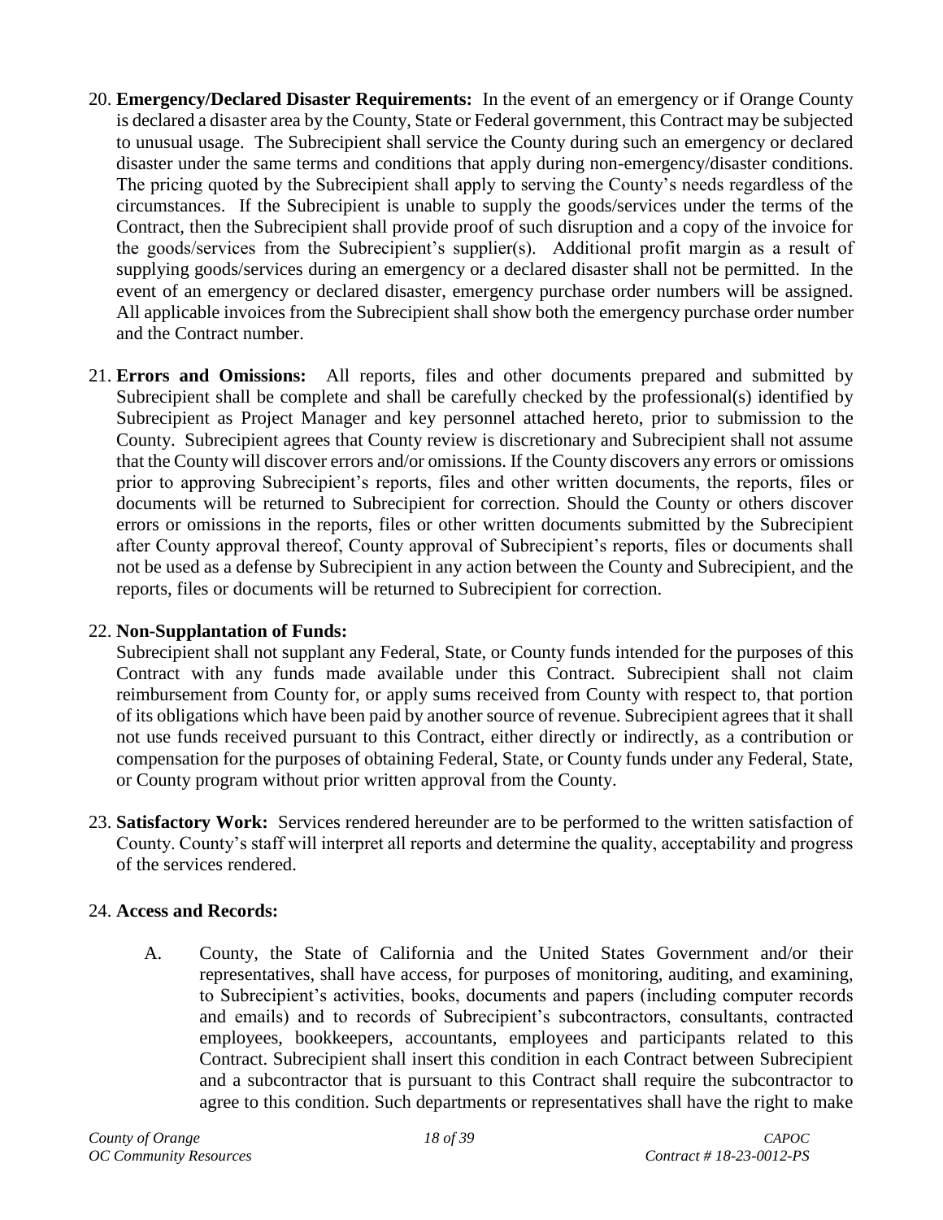20. **Emergency/Declared Disaster Requirements:** In the event of an emergency or if Orange County is declared a disaster area by the County, State or Federal government, this Contract may be subjected to unusual usage. The Subrecipient shall service the County during such an emergency or declared disaster under the same terms and conditions that apply during non-emergency/disaster conditions. The pricing quoted by the Subrecipient shall apply to serving the County's needs regardless of the circumstances. If the Subrecipient is unable to supply the goods/services under the terms of the Contract, then the Subrecipient shall provide proof of such disruption and a copy of the invoice for the goods/services from the Subrecipient's supplier(s). Additional profit margin as a result of supplying goods/services during an emergency or a declared disaster shall not be permitted. In the event of an emergency or declared disaster, emergency purchase order numbers will be assigned. All applicable invoices from the Subrecipient shall show both the emergency purchase order number and the Contract number.

21. **Errors and Omissions:** All reports, files and other documents prepared and submitted by Subrecipient shall be complete and shall be carefully checked by the professional(s) identified by Subrecipient as Project Manager and key personnel attached hereto, prior to submission to the County. Subrecipient agrees that County review is discretionary and Subrecipient shall not assume that the County will discover errors and/or omissions. If the County discovers any errors or omissions prior to approving Subrecipient's reports, files and other written documents, the reports, files or documents will be returned to Subrecipient for correction. Should the County or others discover errors or omissions in the reports, files or other written documents submitted by the Subrecipient after County approval thereof, County approval of Subrecipient's reports, files or documents shall not be used as a defense by Subrecipient in any action between the County and Subrecipient, and the reports, files or documents will be returned to Subrecipient for correction.

22. **Non-Supplantation of Funds:**
Subrecipient shall not supplant any Federal, State, or County funds intended for the purposes of this Contract with any funds made available under this Contract. Subrecipient shall not claim reimbursement from County for, or apply sums received from County with respect to, that portion of its obligations which have been paid by another source of revenue. Subrecipient agrees that it shall not use funds received pursuant to this Contract, either directly or indirectly, as a contribution or compensation for the purposes of obtaining Federal, State, or County funds under any Federal, State, or County program without prior written approval from the County.

23. **Satisfactory Work:** Services rendered hereunder are to be performed to the written satisfaction of County. County's staff will interpret all reports and determine the quality, acceptability and progress of the services rendered.

24. **Access and Records:**

    A. County, the State of California and the United States Government and/or their representatives, shall have access, for purposes of monitoring, auditing, and examining, to Subrecipient's activities, books, documents and papers (including computer records and emails) and to records of Subrecipient's subcontractors, consultants, contracted employees, bookkeepers, accountants, employees and participants related to this Contract. Subrecipient shall insert this condition in each Contract between Subrecipient and a subcontractor that is pursuant to this Contract shall require the subcontractor to agree to this condition. Such departments or representatives shall have the right to make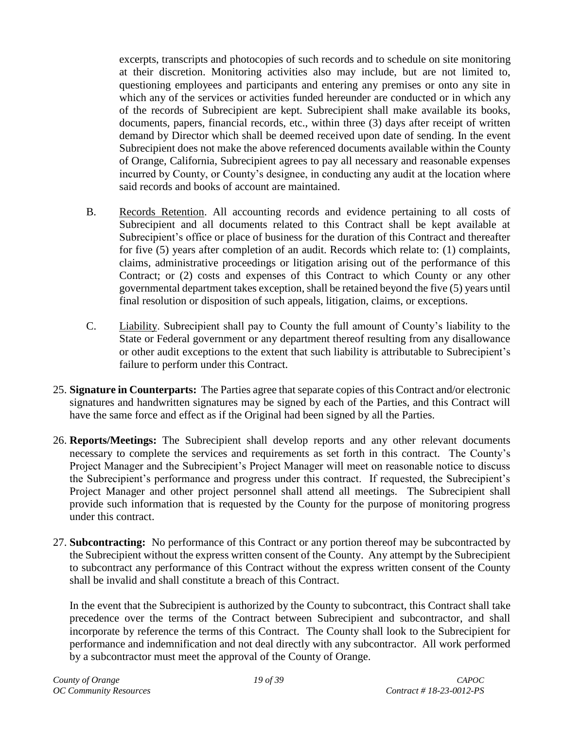excerpts, transcripts and photocopies of such records and to schedule on site monitoring at their discretion. Monitoring activities also may include, but are not limited to, questioning employees and participants and entering any premises or onto any site in which any of the services or activities funded hereunder are conducted or in which any of the records of Subrecipient are kept. Subrecipient shall make available its books, documents, papers, financial records, etc., within three (3) days after receipt of written demand by Director which shall be deemed received upon date of sending. In the event Subrecipient does not make the above referenced documents available within the County of Orange, California, Subrecipient agrees to pay all necessary and reasonable expenses incurred by County, or County's designee, in conducting any audit at the location where said records and books of account are maintained.

B. Records Retention. All accounting records and evidence pertaining to all costs of Subrecipient and all documents related to this Contract shall be kept available at Subrecipient's office or place of business for the duration of this Contract and thereafter for five (5) years after completion of an audit. Records which relate to: (1) complaints, claims, administrative proceedings or litigation arising out of the performance of this Contract; or (2) costs and expenses of this Contract to which County or any other governmental department takes exception, shall be retained beyond the five (5) years until final resolution or disposition of such appeals, litigation, claims, or exceptions.

C. Liability. Subrecipient shall pay to County the full amount of County's liability to the State or Federal government or any department thereof resulting from any disallowance or other audit exceptions to the extent that such liability is attributable to Subrecipient's failure to perform under this Contract.

25. **Signature in Counterparts:** The Parties agree that separate copies of this Contract and/or electronic signatures and handwritten signatures may be signed by each of the Parties, and this Contract will have the same force and effect as if the Original had been signed by all the Parties.

26. **Reports/Meetings:** The Subrecipient shall develop reports and any other relevant documents necessary to complete the services and requirements as set forth in this contract. The County's Project Manager and the Subrecipient's Project Manager will meet on reasonable notice to discuss the Subrecipient's performance and progress under this contract. If requested, the Subrecipient's Project Manager and other project personnel shall attend all meetings. The Subrecipient shall provide such information that is requested by the County for the purpose of monitoring progress under this contract.

27. **Subcontracting:** No performance of this Contract or any portion thereof may be subcontracted by the Subrecipient without the express written consent of the County. Any attempt by the Subrecipient to subcontract any performance of this Contract without the express written consent of the County shall be invalid and shall constitute a breach of this Contract.

    In the event that the Subrecipient is authorized by the County to subcontract, this Contract shall take precedence over the terms of the Contract between Subrecipient and subcontractor, and shall incorporate by reference the terms of this Contract. The County shall look to the Subrecipient for performance and indemnification and not deal directly with any subcontractor. All work performed by a subcontractor must meet the approval of the County of Orange.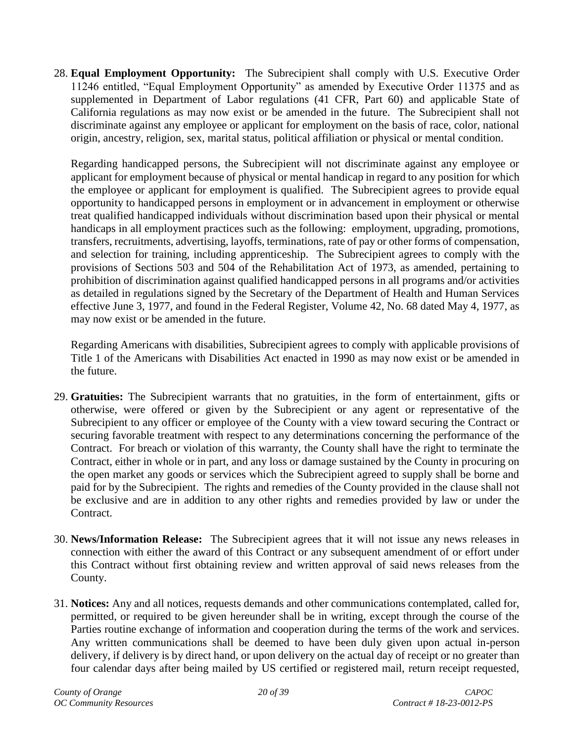28. **Equal Employment Opportunity:** The Subrecipient shall comply with U.S. Executive Order 11246 entitled, "Equal Employment Opportunity" as amended by Executive Order 11375 and as supplemented in Department of Labor regulations (41 CFR, Part 60) and applicable State of California regulations as may now exist or be amended in the future. The Subrecipient shall not discriminate against any employee or applicant for employment on the basis of race, color, national origin, ancestry, religion, sex, marital status, political affiliation or physical or mental condition.

    Regarding handicapped persons, the Subrecipient will not discriminate against any employee or applicant for employment because of physical or mental handicap in regard to any position for which the employee or applicant for employment is qualified. The Subrecipient agrees to provide equal opportunity to handicapped persons in employment or in advancement in employment or otherwise treat qualified handicapped individuals without discrimination based upon their physical or mental handicaps in all employment practices such as the following: employment, upgrading, promotions, transfers, recruitments, advertising, layoffs, terminations, rate of pay or other forms of compensation, and selection for training, including apprenticeship. The Subrecipient agrees to comply with the provisions of Sections 503 and 504 of the Rehabilitation Act of 1973, as amended, pertaining to prohibition of discrimination against qualified handicapped persons in all programs and/or activities as detailed in regulations signed by the Secretary of the Department of Health and Human Services effective June 3, 1977, and found in the Federal Register, Volume 42, No. 68 dated May 4, 1977, as may now exist or be amended in the future.

    Regarding Americans with disabilities, Subrecipient agrees to comply with applicable provisions of Title 1 of the Americans with Disabilities Act enacted in 1990 as may now exist or be amended in the future.

29. **Gratuities:** The Subrecipient warrants that no gratuities, in the form of entertainment, gifts or otherwise, were offered or given by the Subrecipient or any agent or representative of the Subrecipient to any officer or employee of the County with a view toward securing the Contract or securing favorable treatment with respect to any determinations concerning the performance of the Contract. For breach or violation of this warranty, the County shall have the right to terminate the Contract, either in whole or in part, and any loss or damage sustained by the County in procuring on the open market any goods or services which the Subrecipient agreed to supply shall be borne and paid for by the Subrecipient. The rights and remedies of the County provided in the clause shall not be exclusive and are in addition to any other rights and remedies provided by law or under the Contract.

30. **News/Information Release:** The Subrecipient agrees that it will not issue any news releases in connection with either the award of this Contract or any subsequent amendment of or effort under this Contract without first obtaining review and written approval of said news releases from the County.

31. **Notices:** Any and all notices, requests demands and other communications contemplated, called for, permitted, or required to be given hereunder shall be in writing, except through the course of the Parties routine exchange of information and cooperation during the terms of the work and services. Any written communications shall be deemed to have been duly given upon actual in-person delivery, if delivery is by direct hand, or upon delivery on the actual day of receipt or no greater than four calendar days after being mailed by US certified or registered mail, return receipt requested,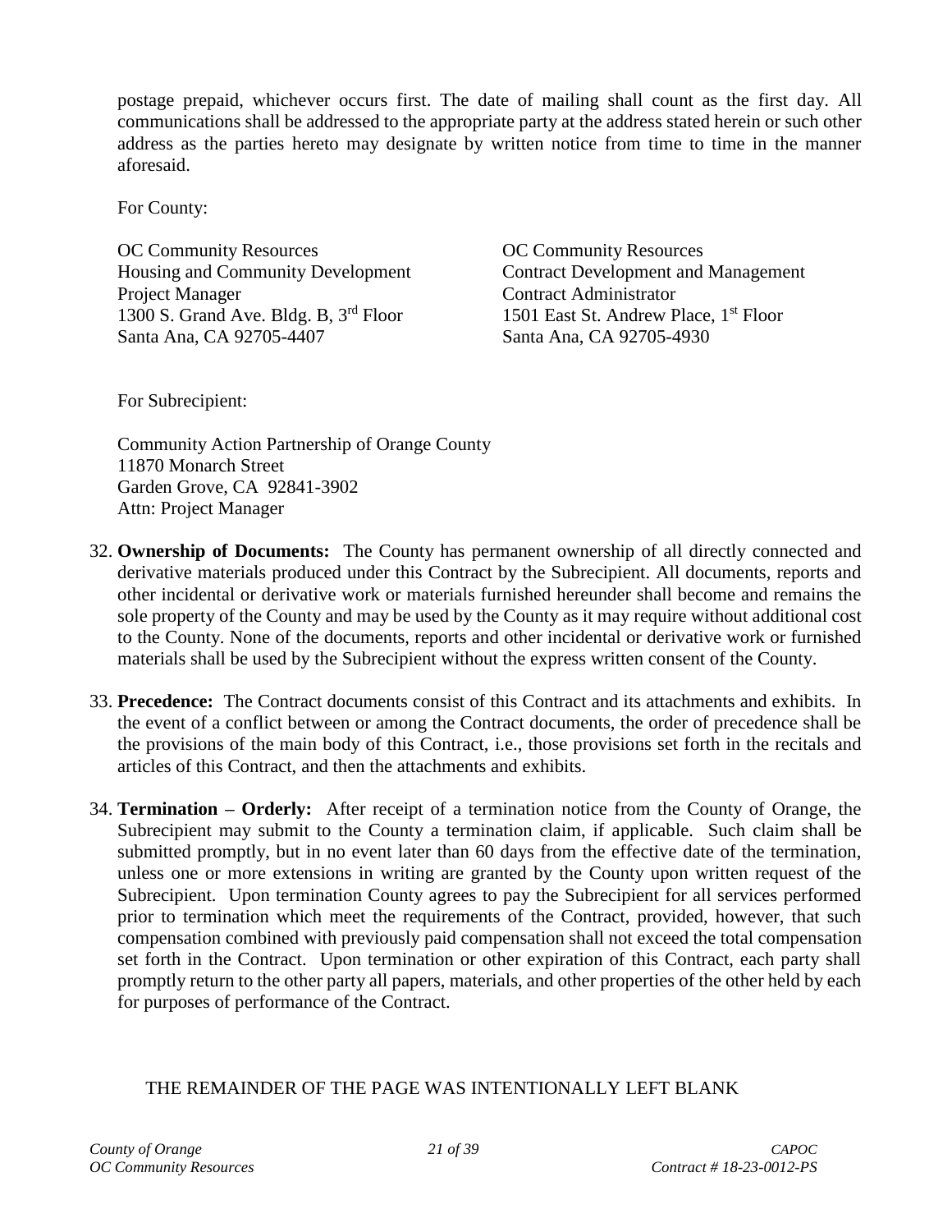postage prepaid, whichever occurs first. The date of mailing shall count as the first day. All communications shall be addressed to the appropriate party at the address stated herein or such other address as the parties hereto may designate by written notice from time to time in the manner aforesaid.

For County:

OC Community Resources
Housing and Community Development
Project Manager
1300 S. Grand Ave. Bldg. B, 3rd Floor
Santa Ana, CA 92705-4407

OC Community Resources
Contract Development and Management
Contract Administrator
1501 East St. Andrew Place, 1st Floor
Santa Ana, CA 92705-4930

For Subrecipient:

Community Action Partnership of Orange County
11870 Monarch Street
Garden Grove, CA 92841-3902
Attn: Project Manager

32. **Ownership of Documents:** The County has permanent ownership of all directly connected and derivative materials produced under this Contract by the Subrecipient. All documents, reports and other incidental or derivative work or materials furnished hereunder shall become and remains the sole property of the County and may be used by the County as it may require without additional cost to the County. None of the documents, reports and other incidental or derivative work or furnished materials shall be used by the Subrecipient without the express written consent of the County.

33. **Precedence:** The Contract documents consist of this Contract and its attachments and exhibits. In the event of a conflict between or among the Contract documents, the order of precedence shall be the provisions of the main body of this Contract, i.e., those provisions set forth in the recitals and articles of this Contract, and then the attachments and exhibits.

34. **Termination – Orderly:** After receipt of a termination notice from the County of Orange, the Subrecipient may submit to the County a termination claim, if applicable. Such claim shall be submitted promptly, but in no event later than 60 days from the effective date of the termination, unless one or more extensions in writing are granted by the County upon written request of the Subrecipient. Upon termination County agrees to pay the Subrecipient for all services performed prior to termination which meet the requirements of the Contract, provided, however, that such compensation combined with previously paid compensation shall not exceed the total compensation set forth in the Contract. Upon termination or other expiration of this Contract, each party shall promptly return to the other party all papers, materials, and other properties of the other held by each for purposes of performance of the Contract.

THE REMAINDER OF THE PAGE WAS INTENTIONALLY LEFT BLANK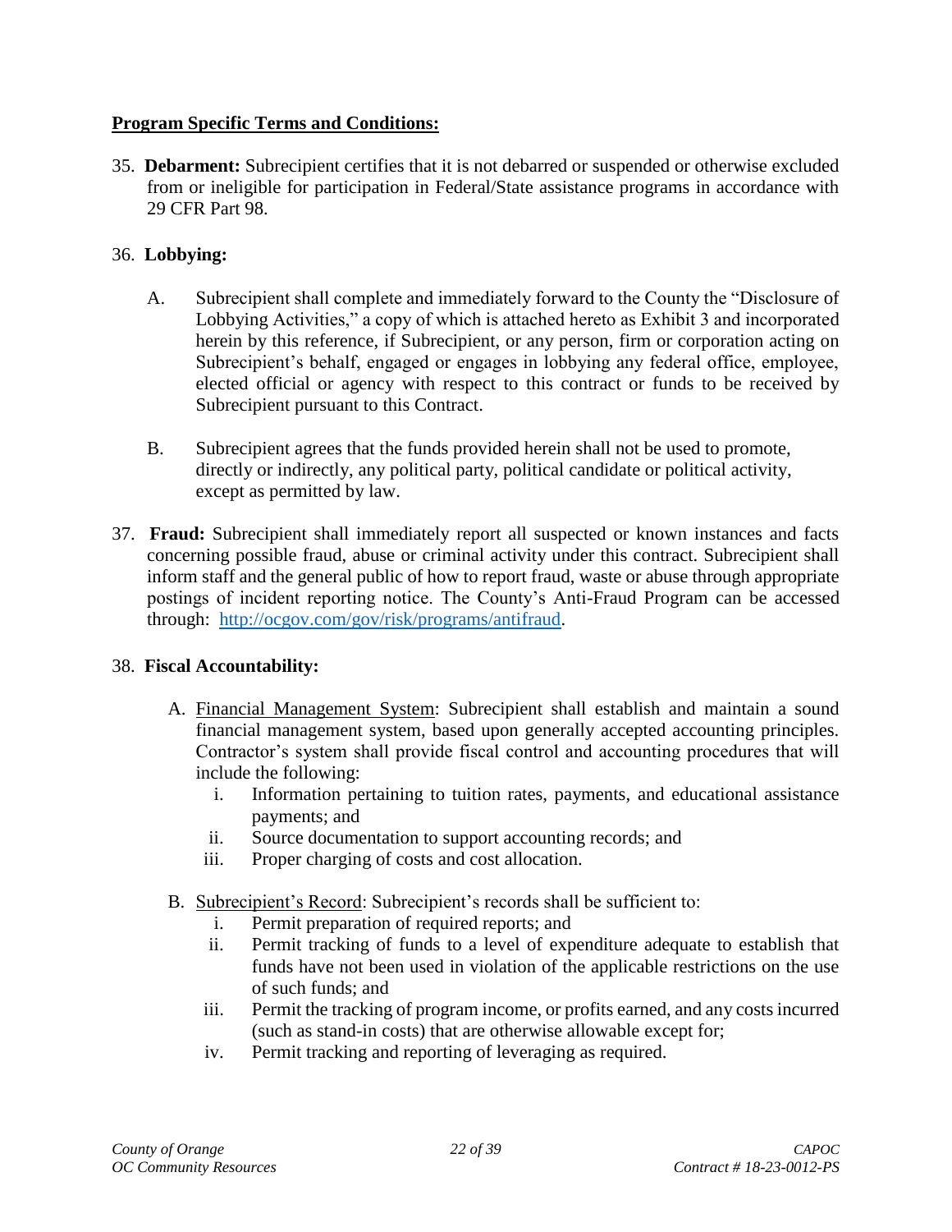**<u>Program Specific Terms and Conditions:</u>**

35. **Debarment:** Subrecipient certifies that it is not debarred or suspended or otherwise excluded from or ineligible for participation in Federal/State assistance programs in accordance with 29 CFR Part 98.

36. **Lobbying:**

    A. Subrecipient shall complete and immediately forward to the County the "Disclosure of Lobbying Activities," a copy of which is attached hereto as Exhibit 3 and incorporated herein by this reference, if Subrecipient, or any person, firm or corporation acting on Subrecipient's behalf, engaged or engages in lobbying any federal office, employee, elected official or agency with respect to this contract or funds to be received by Subrecipient pursuant to this Contract.

    B. Subrecipient agrees that the funds provided herein shall not be used to promote, directly or indirectly, any political party, political candidate or political activity, except as permitted by law.

37. **Fraud:** Subrecipient shall immediately report all suspected or known instances and facts concerning possible fraud, abuse or criminal activity under this contract. Subrecipient shall inform staff and the general public of how to report fraud, waste or abuse through appropriate postings of incident reporting notice. The County's Anti-Fraud Program can be accessed through: [http://ocgov.com/gov/risk/programs/antifraud](http://ocgov.com/gov/risk/programs/antifraud).

38. **Fiscal Accountability:**

    A. <u>Financial Management System</u>: Subrecipient shall establish and maintain a sound financial management system, based upon generally accepted accounting principles. Contractor's system shall provide fiscal control and accounting procedures that will include the following:

       i. Information pertaining to tuition rates, payments, and educational assistance payments; and
       ii. Source documentation to support accounting records; and
       iii. Proper charging of costs and cost allocation.

    B. <u>Subrecipient's Record</u>: Subrecipient's records shall be sufficient to:

       i. Permit preparation of required reports; and
       ii. Permit tracking of funds to a level of expenditure adequate to establish that funds have not been used in violation of the applicable restrictions on the use of such funds; and
       iii. Permit the tracking of program income, or profits earned, and any costs incurred (such as stand-in costs) that are otherwise allowable except for;
       iv. Permit tracking and reporting of leveraging as required.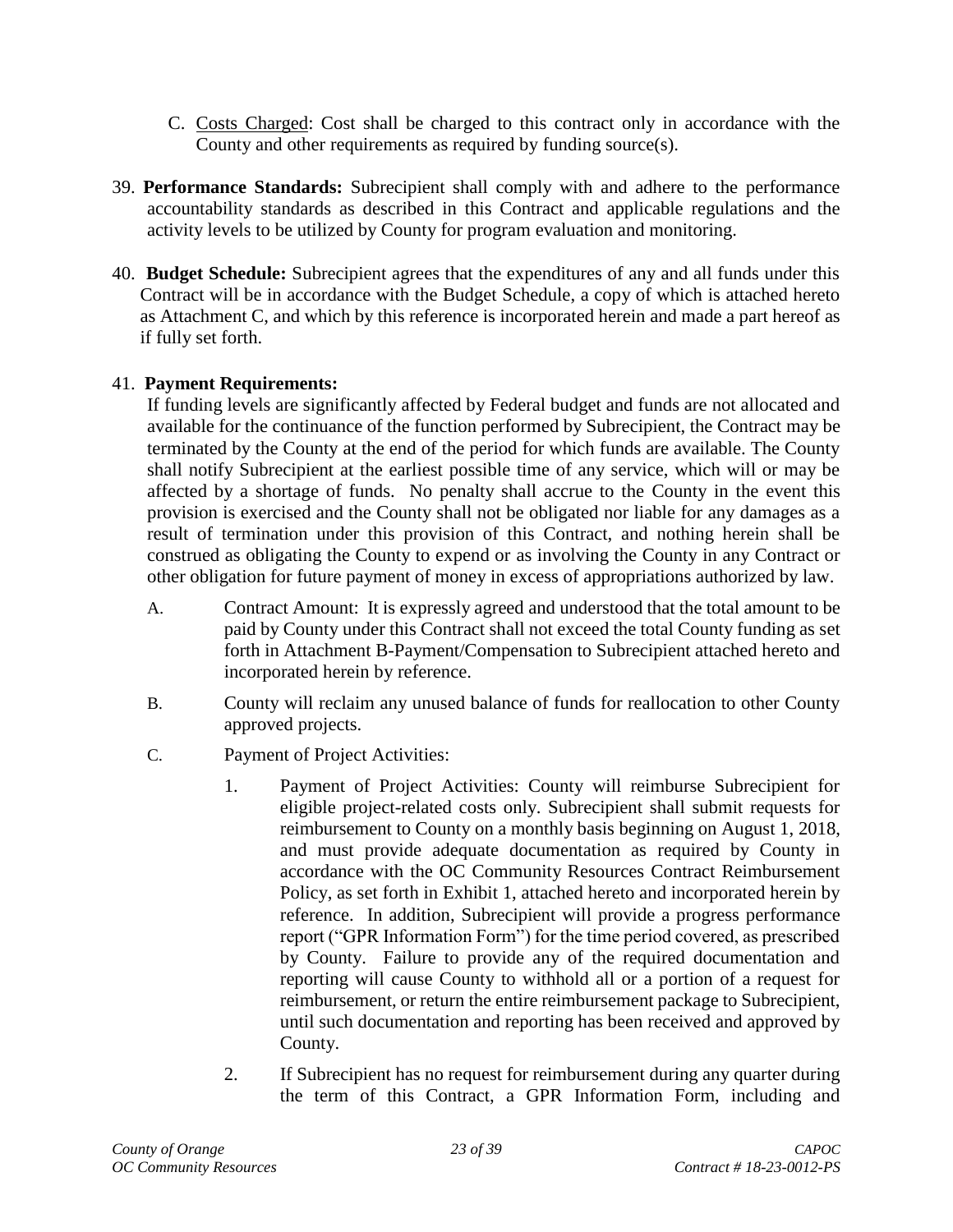C. <u>Costs Charged</u>: Cost shall be charged to this contract only in accordance with the County and other requirements as required by funding source(s).

39. **Performance Standards:** Subrecipient shall comply with and adhere to the performance accountability standards as described in this Contract and applicable regulations and the activity levels to be utilized by County for program evaluation and monitoring.

40. **Budget Schedule:** Subrecipient agrees that the expenditures of any and all funds under this Contract will be in accordance with the Budget Schedule, a copy of which is attached hereto as Attachment C, and which by this reference is incorporated herein and made a part hereof as if fully set forth.

41. **Payment Requirements:**

    If funding levels are significantly affected by Federal budget and funds are not allocated and available for the continuance of the function performed by Subrecipient, the Contract may be terminated by the County at the end of the period for which funds are available. The County shall notify Subrecipient at the earliest possible time of any service, which will or may be affected by a shortage of funds. No penalty shall accrue to the County in the event this provision is exercised and the County shall not be obligated nor liable for any damages as a result of termination under this provision of this Contract, and nothing herein shall be construed as obligating the County to expend or as involving the County in any Contract or other obligation for future payment of money in excess of appropriations authorized by law.

    A. Contract Amount: It is expressly agreed and understood that the total amount to be paid by County under this Contract shall not exceed the total County funding as set forth in Attachment B-Payment/Compensation to Subrecipient attached hereto and incorporated herein by reference.

    B. County will reclaim any unused balance of funds for reallocation to other County approved projects.

    C. Payment of Project Activities:

        1. Payment of Project Activities: County will reimburse Subrecipient for eligible project-related costs only. Subrecipient shall submit requests for reimbursement to County on a monthly basis beginning on August 1, 2018, and must provide adequate documentation as required by County in accordance with the OC Community Resources Contract Reimbursement Policy, as set forth in Exhibit 1, attached hereto and incorporated herein by reference. In addition, Subrecipient will provide a progress performance report ("GPR Information Form") for the time period covered, as prescribed by County. Failure to provide any of the required documentation and reporting will cause County to withhold all or a portion of a request for reimbursement, or return the entire reimbursement package to Subrecipient, until such documentation and reporting has been received and approved by County.

        2. If Subrecipient has no request for reimbursement during any quarter during the term of this Contract, a GPR Information Form, including and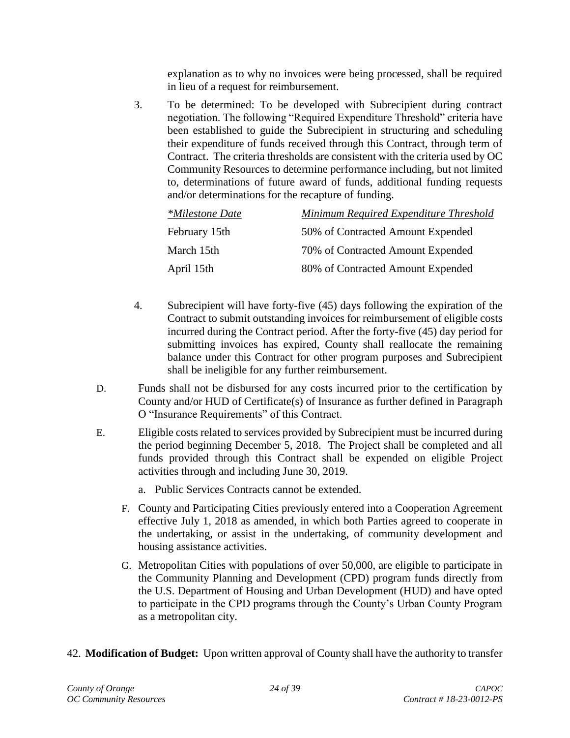explanation as to why no invoices were being processed, shall be required in lieu of a request for reimbursement.

3. To be determined: To be developed with Subrecipient during contract negotiation. The following "Required Expenditure Threshold" criteria have been established to guide the Subrecipient in structuring and scheduling their expenditure of funds received through this Contract, through term of Contract. The criteria thresholds are consistent with the criteria used by OC Community Resources to determine performance including, but not limited to, determinations of future award of funds, additional funding requests and/or determinations for the recapture of funding.

| *\*Milestone Date* | *Minimum Required Expenditure Threshold* |
|---|---|
| February 15th | 50% of Contracted Amount Expended |
| March 15th | 70% of Contracted Amount Expended |
| April 15th | 80% of Contracted Amount Expended |

4. Subrecipient will have forty-five (45) days following the expiration of the Contract to submit outstanding invoices for reimbursement of eligible costs incurred during the Contract period. After the forty-five (45) day period for submitting invoices has expired, County shall reallocate the remaining balance under this Contract for other program purposes and Subrecipient shall be ineligible for any further reimbursement.

D. Funds shall not be disbursed for any costs incurred prior to the certification by County and/or HUD of Certificate(s) of Insurance as further defined in Paragraph O "Insurance Requirements" of this Contract.

E. Eligible costs related to services provided by Subrecipient must be incurred during the period beginning December 5, 2018. The Project shall be completed and all funds provided through this Contract shall be expended on eligible Project activities through and including June 30, 2019.

   a. Public Services Contracts cannot be extended.

F. County and Participating Cities previously entered into a Cooperation Agreement effective July 1, 2018 as amended, in which both Parties agreed to cooperate in the undertaking, or assist in the undertaking, of community development and housing assistance activities.

G. Metropolitan Cities with populations of over 50,000, are eligible to participate in the Community Planning and Development (CPD) program funds directly from the U.S. Department of Housing and Urban Development (HUD) and have opted to participate in the CPD programs through the County's Urban County Program as a metropolitan city.

42. **Modification of Budget:** Upon written approval of County shall have the authority to transfer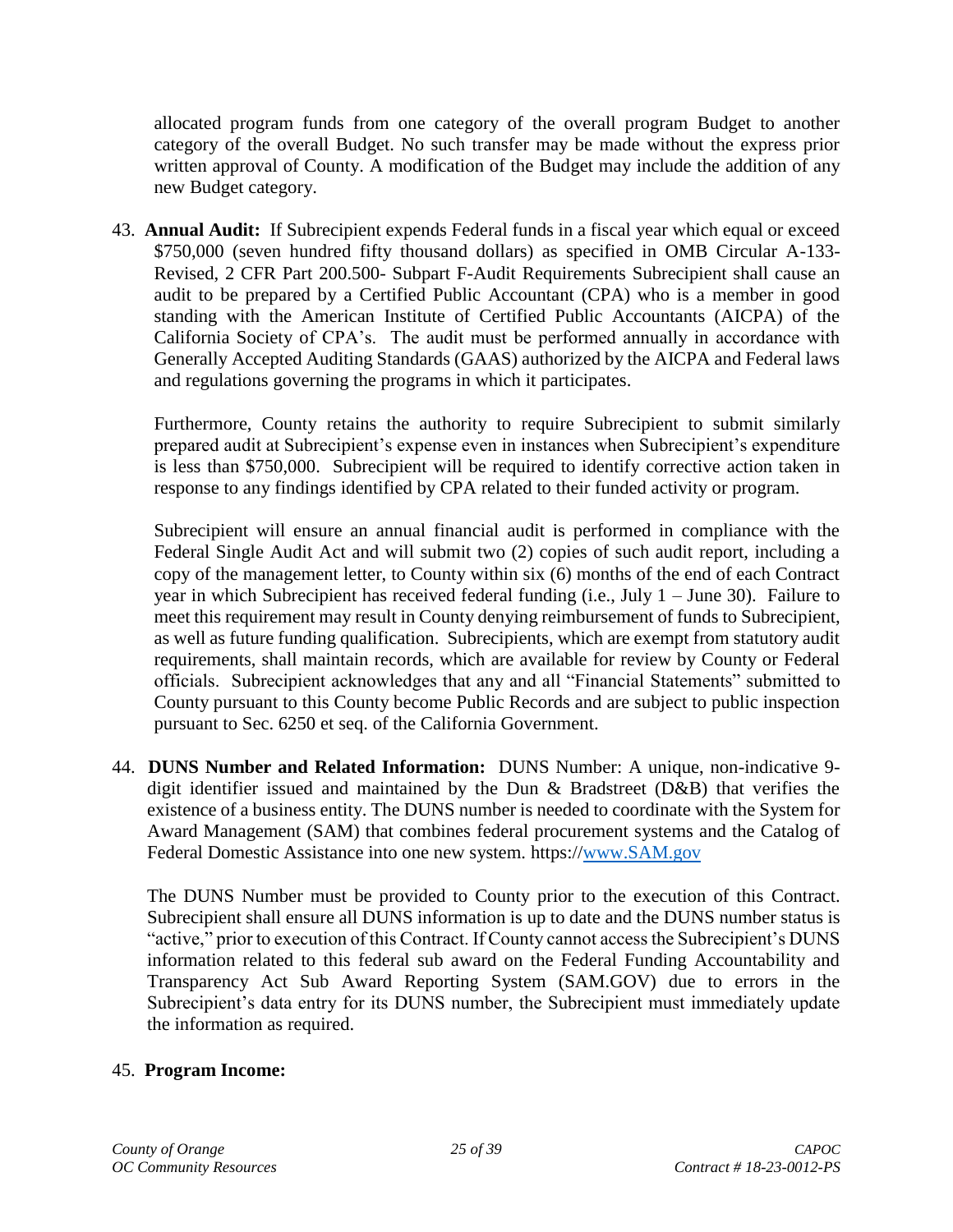allocated program funds from one category of the overall program Budget to another category of the overall Budget. No such transfer may be made without the express prior written approval of County. A modification of the Budget may include the addition of any new Budget category.

43. **Annual Audit:** If Subrecipient expends Federal funds in a fiscal year which equal or exceed $750,000 (seven hundred fifty thousand dollars) as specified in OMB Circular A-133-Revised, 2 CFR Part 200.500- Subpart F-Audit Requirements Subrecipient shall cause an audit to be prepared by a Certified Public Accountant (CPA) who is a member in good standing with the American Institute of Certified Public Accountants (AICPA) of the California Society of CPA's. The audit must be performed annually in accordance with Generally Accepted Auditing Standards (GAAS) authorized by the AICPA and Federal laws and regulations governing the programs in which it participates.

    Furthermore, County retains the authority to require Subrecipient to submit similarly prepared audit at Subrecipient's expense even in instances when Subrecipient's expenditure is less than $750,000. Subrecipient will be required to identify corrective action taken in response to any findings identified by CPA related to their funded activity or program.

    Subrecipient will ensure an annual financial audit is performed in compliance with the Federal Single Audit Act and will submit two (2) copies of such audit report, including a copy of the management letter, to County within six (6) months of the end of each Contract year in which Subrecipient has received federal funding (i.e., July 1 – June 30). Failure to meet this requirement may result in County denying reimbursement of funds to Subrecipient, as well as future funding qualification. Subrecipients, which are exempt from statutory audit requirements, shall maintain records, which are available for review by County or Federal officials. Subrecipient acknowledges that any and all "Financial Statements" submitted to County pursuant to this County become Public Records and are subject to public inspection pursuant to Sec. 6250 et seq. of the California Government.

44. **DUNS Number and Related Information:** DUNS Number: A unique, non-indicative 9-digit identifier issued and maintained by the Dun & Bradstreet (D&B) that verifies the existence of a business entity. The DUNS number is needed to coordinate with the System for Award Management (SAM) that combines federal procurement systems and the Catalog of Federal Domestic Assistance into one new system. https://www.SAM.gov

    The DUNS Number must be provided to County prior to the execution of this Contract. Subrecipient shall ensure all DUNS information is up to date and the DUNS number status is "active," prior to execution of this Contract. If County cannot access the Subrecipient's DUNS information related to this federal sub award on the Federal Funding Accountability and Transparency Act Sub Award Reporting System (SAM.GOV) due to errors in the Subrecipient's data entry for its DUNS number, the Subrecipient must immediately update the information as required.

45. **Program Income:**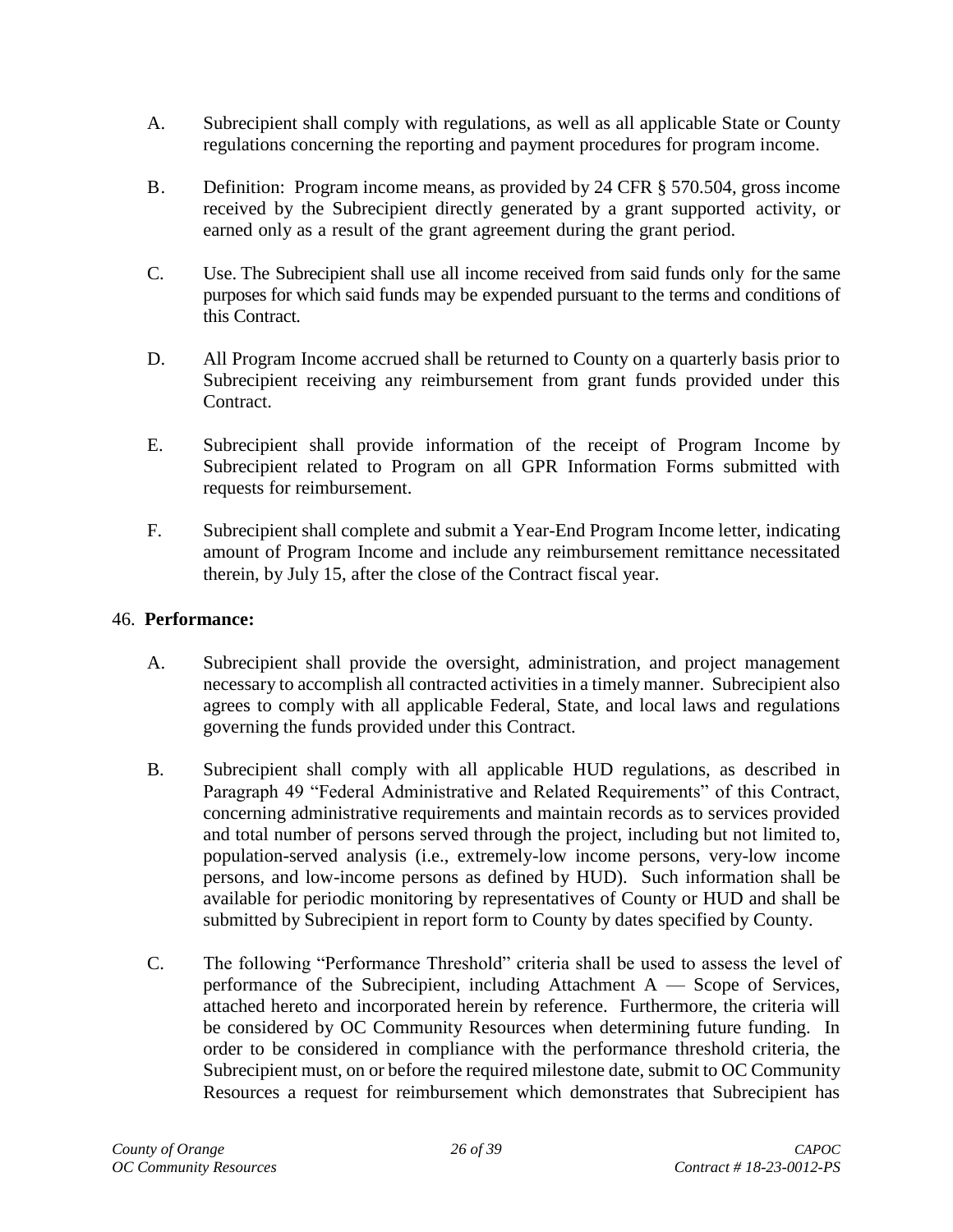A. Subrecipient shall comply with regulations, as well as all applicable State or County regulations concerning the reporting and payment procedures for program income.

B. Definition: Program income means, as provided by 24 CFR § 570.504, gross income received by the Subrecipient directly generated by a grant supported activity, or earned only as a result of the grant agreement during the grant period.

C. Use. The Subrecipient shall use all income received from said funds only for the same purposes for which said funds may be expended pursuant to the terms and conditions of this Contract.

D. All Program Income accrued shall be returned to County on a quarterly basis prior to Subrecipient receiving any reimbursement from grant funds provided under this Contract.

E. Subrecipient shall provide information of the receipt of Program Income by Subrecipient related to Program on all GPR Information Forms submitted with requests for reimbursement.

F. Subrecipient shall complete and submit a Year-End Program Income letter, indicating amount of Program Income and include any reimbursement remittance necessitated therein, by July 15, after the close of the Contract fiscal year.

46. **Performance:**

A. Subrecipient shall provide the oversight, administration, and project management necessary to accomplish all contracted activities in a timely manner. Subrecipient also agrees to comply with all applicable Federal, State, and local laws and regulations governing the funds provided under this Contract.

B. Subrecipient shall comply with all applicable HUD regulations, as described in Paragraph 49 "Federal Administrative and Related Requirements" of this Contract, concerning administrative requirements and maintain records as to services provided and total number of persons served through the project, including but not limited to, population-served analysis (i.e., extremely-low income persons, very-low income persons, and low-income persons as defined by HUD). Such information shall be available for periodic monitoring by representatives of County or HUD and shall be submitted by Subrecipient in report form to County by dates specified by County.

C. The following "Performance Threshold" criteria shall be used to assess the level of performance of the Subrecipient, including Attachment A — Scope of Services, attached hereto and incorporated herein by reference. Furthermore, the criteria will be considered by OC Community Resources when determining future funding. In order to be considered in compliance with the performance threshold criteria, the Subrecipient must, on or before the required milestone date, submit to OC Community Resources a request for reimbursement which demonstrates that Subrecipient has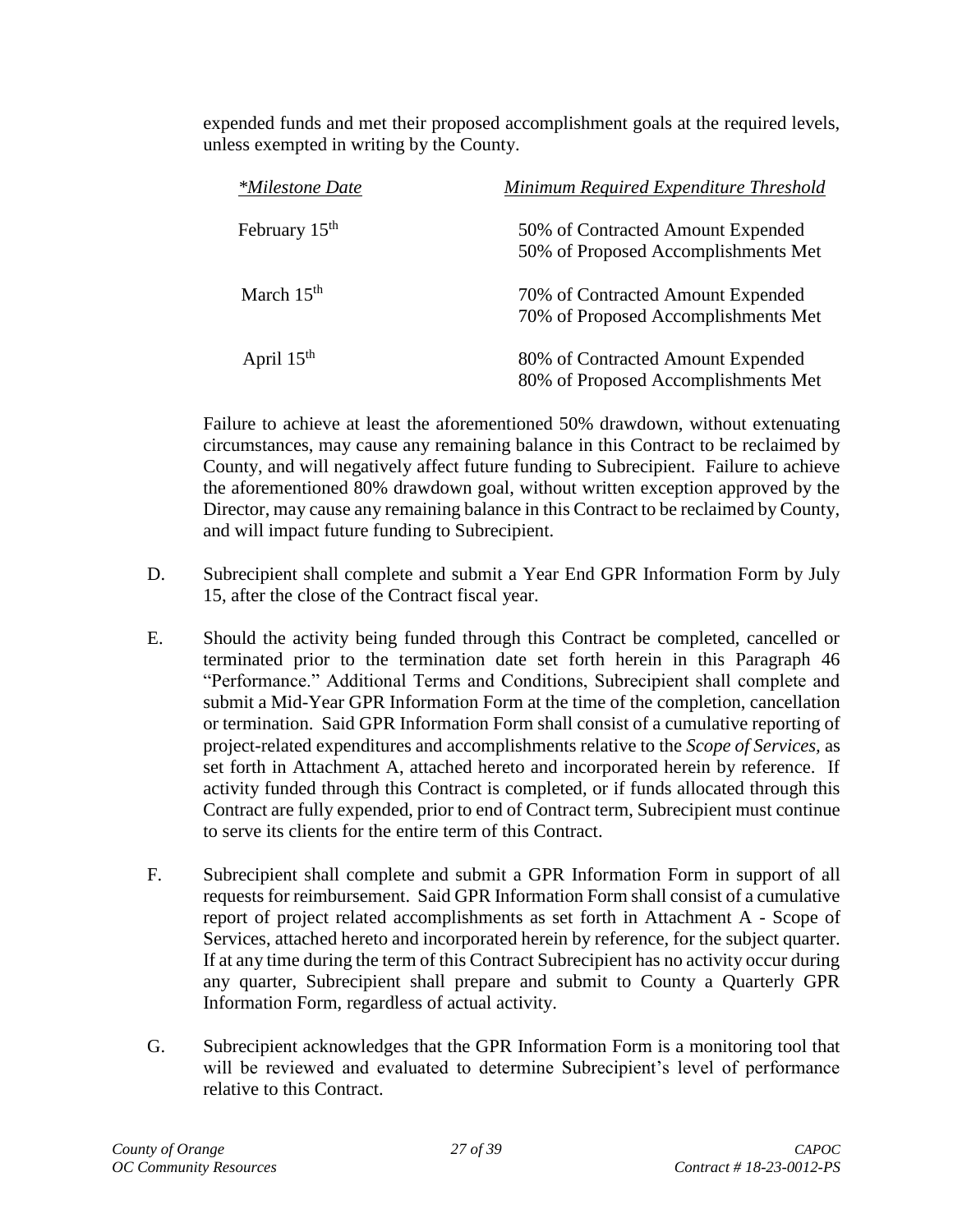expended funds and met their proposed accomplishment goals at the required levels, unless exempted in writing by the County.

| *\*Milestone Date* | *Minimum Required Expenditure Threshold* |
|---|---|
| February 15th | 50% of Contracted Amount Expended<br>50% of Proposed Accomplishments Met |
| March 15th | 70% of Contracted Amount Expended<br>70% of Proposed Accomplishments Met |
| April 15th | 80% of Contracted Amount Expended<br>80% of Proposed Accomplishments Met |

Failure to achieve at least the aforementioned 50% drawdown, without extenuating circumstances, may cause any remaining balance in this Contract to be reclaimed by County, and will negatively affect future funding to Subrecipient. Failure to achieve the aforementioned 80% drawdown goal, without written exception approved by the Director, may cause any remaining balance in this Contract to be reclaimed by County, and will impact future funding to Subrecipient.

D. Subrecipient shall complete and submit a Year End GPR Information Form by July 15, after the close of the Contract fiscal year.

E. Should the activity being funded through this Contract be completed, cancelled or terminated prior to the termination date set forth herein in this Paragraph 46 "Performance." Additional Terms and Conditions, Subrecipient shall complete and submit a Mid-Year GPR Information Form at the time of the completion, cancellation or termination. Said GPR Information Form shall consist of a cumulative reporting of project-related expenditures and accomplishments relative to the *Scope of Services,* as set forth in Attachment A, attached hereto and incorporated herein by reference. If activity funded through this Contract is completed, or if funds allocated through this Contract are fully expended, prior to end of Contract term, Subrecipient must continue to serve its clients for the entire term of this Contract.

F. Subrecipient shall complete and submit a GPR Information Form in support of all requests for reimbursement. Said GPR Information Form shall consist of a cumulative report of project related accomplishments as set forth in Attachment A - Scope of Services, attached hereto and incorporated herein by reference, for the subject quarter. If at any time during the term of this Contract Subrecipient has no activity occur during any quarter, Subrecipient shall prepare and submit to County a Quarterly GPR Information Form, regardless of actual activity.

G. Subrecipient acknowledges that the GPR Information Form is a monitoring tool that will be reviewed and evaluated to determine Subrecipient's level of performance relative to this Contract.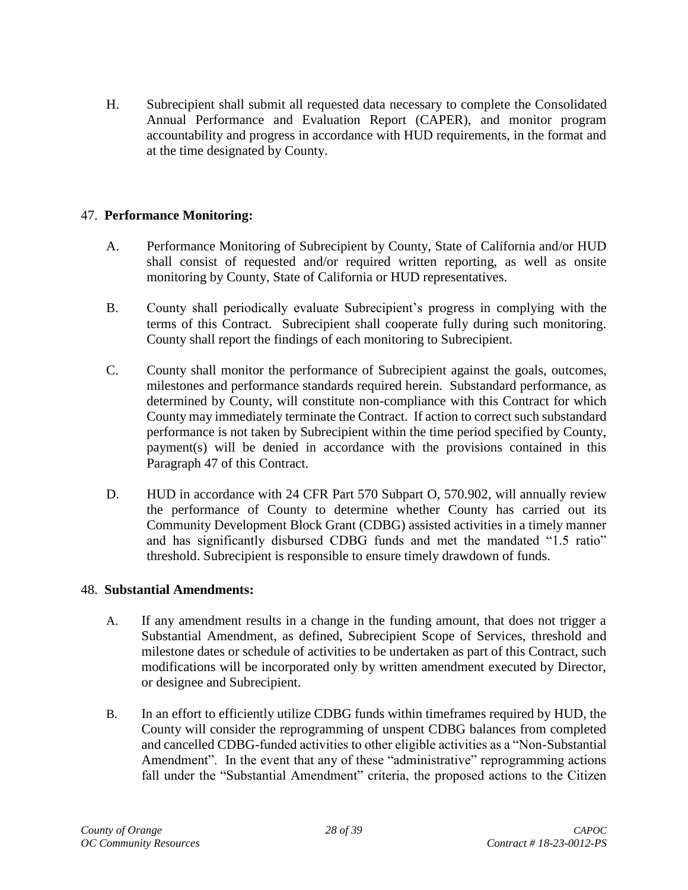H. Subrecipient shall submit all requested data necessary to complete the Consolidated Annual Performance and Evaluation Report (CAPER), and monitor program accountability and progress in accordance with HUD requirements, in the format and at the time designated by County.

47. **Performance Monitoring:**

A. Performance Monitoring of Subrecipient by County, State of California and/or HUD shall consist of requested and/or required written reporting, as well as onsite monitoring by County, State of California or HUD representatives.

B. County shall periodically evaluate Subrecipient's progress in complying with the terms of this Contract. Subrecipient shall cooperate fully during such monitoring. County shall report the findings of each monitoring to Subrecipient.

C. County shall monitor the performance of Subrecipient against the goals, outcomes, milestones and performance standards required herein. Substandard performance, as determined by County, will constitute non-compliance with this Contract for which County may immediately terminate the Contract. If action to correct such substandard performance is not taken by Subrecipient within the time period specified by County, payment(s) will be denied in accordance with the provisions contained in this Paragraph 47 of this Contract.

D. HUD in accordance with 24 CFR Part 570 Subpart O, 570.902, will annually review the performance of County to determine whether County has carried out its Community Development Block Grant (CDBG) assisted activities in a timely manner and has significantly disbursed CDBG funds and met the mandated "1.5 ratio" threshold. Subrecipient is responsible to ensure timely drawdown of funds.

48. **Substantial Amendments:**

A. If any amendment results in a change in the funding amount, that does not trigger a Substantial Amendment, as defined, Subrecipient Scope of Services, threshold and milestone dates or schedule of activities to be undertaken as part of this Contract, such modifications will be incorporated only by written amendment executed by Director, or designee and Subrecipient.

B. In an effort to efficiently utilize CDBG funds within timeframes required by HUD, the County will consider the reprogramming of unspent CDBG balances from completed and cancelled CDBG-funded activities to other eligible activities as a "Non-Substantial Amendment". In the event that any of these "administrative" reprogramming actions fall under the "Substantial Amendment" criteria, the proposed actions to the Citizen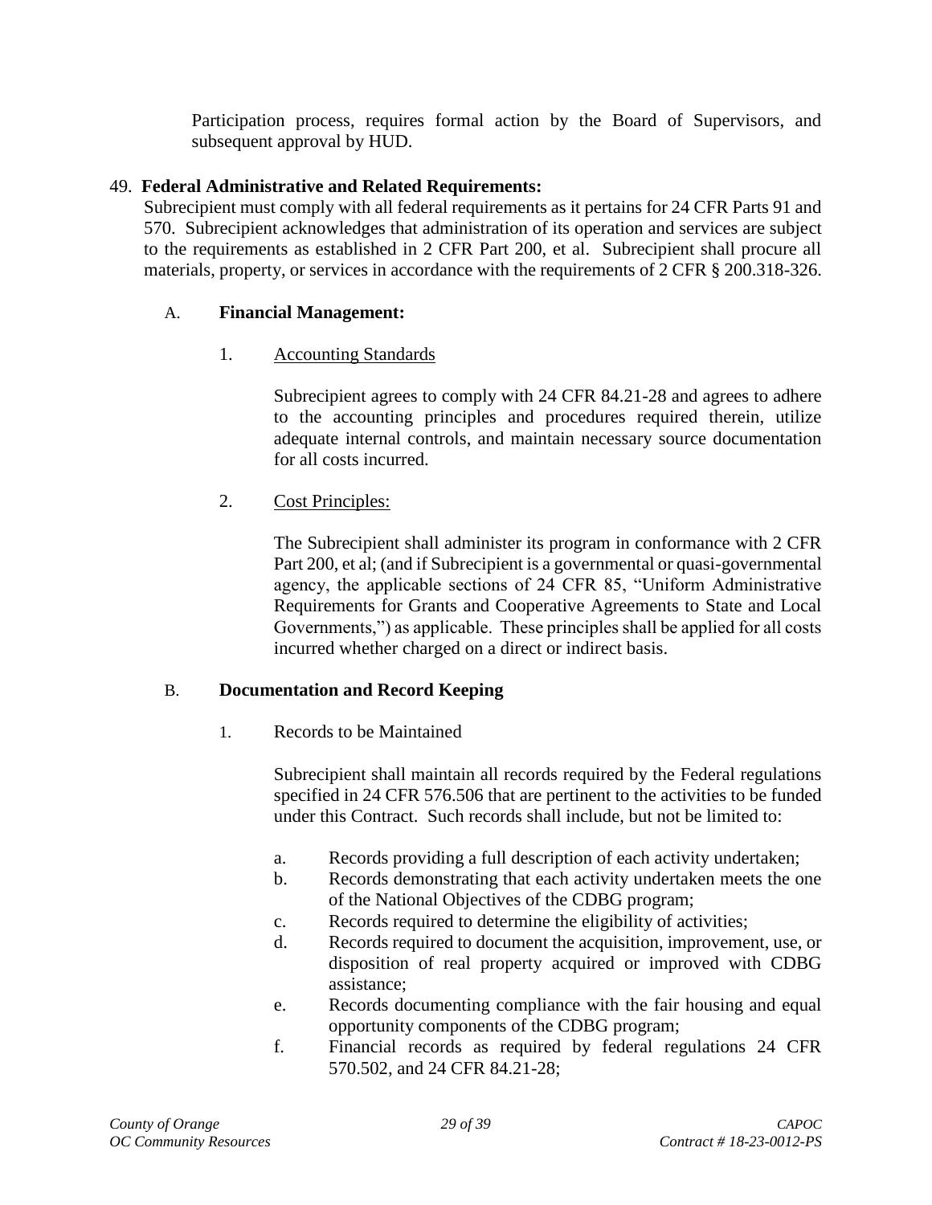Participation process, requires formal action by the Board of Supervisors, and subsequent approval by HUD.

49. **Federal Administrative and Related Requirements:**
Subrecipient must comply with all federal requirements as it pertains for 24 CFR Parts 91 and 570. Subrecipient acknowledges that administration of its operation and services are subject to the requirements as established in 2 CFR Part 200, et al. Subrecipient shall procure all materials, property, or services in accordance with the requirements of 2 CFR § 200.318-326.

A. **Financial Management:**

1. Accounting Standards

Subrecipient agrees to comply with 24 CFR 84.21-28 and agrees to adhere to the accounting principles and procedures required therein, utilize adequate internal controls, and maintain necessary source documentation for all costs incurred.

2. Cost Principles:

The Subrecipient shall administer its program in conformance with 2 CFR Part 200, et al; (and if Subrecipient is a governmental or quasi-governmental agency, the applicable sections of 24 CFR 85, "Uniform Administrative Requirements for Grants and Cooperative Agreements to State and Local Governments,") as applicable. These principles shall be applied for all costs incurred whether charged on a direct or indirect basis.

B. **Documentation and Record Keeping**

1. Records to be Maintained

Subrecipient shall maintain all records required by the Federal regulations specified in 24 CFR 576.506 that are pertinent to the activities to be funded under this Contract. Such records shall include, but not be limited to:

a. Records providing a full description of each activity undertaken;
b. Records demonstrating that each activity undertaken meets the one of the National Objectives of the CDBG program;
c. Records required to determine the eligibility of activities;
d. Records required to document the acquisition, improvement, use, or disposition of real property acquired or improved with CDBG assistance;
e. Records documenting compliance with the fair housing and equal opportunity components of the CDBG program;
f. Financial records as required by federal regulations 24 CFR 570.502, and 24 CFR 84.21-28;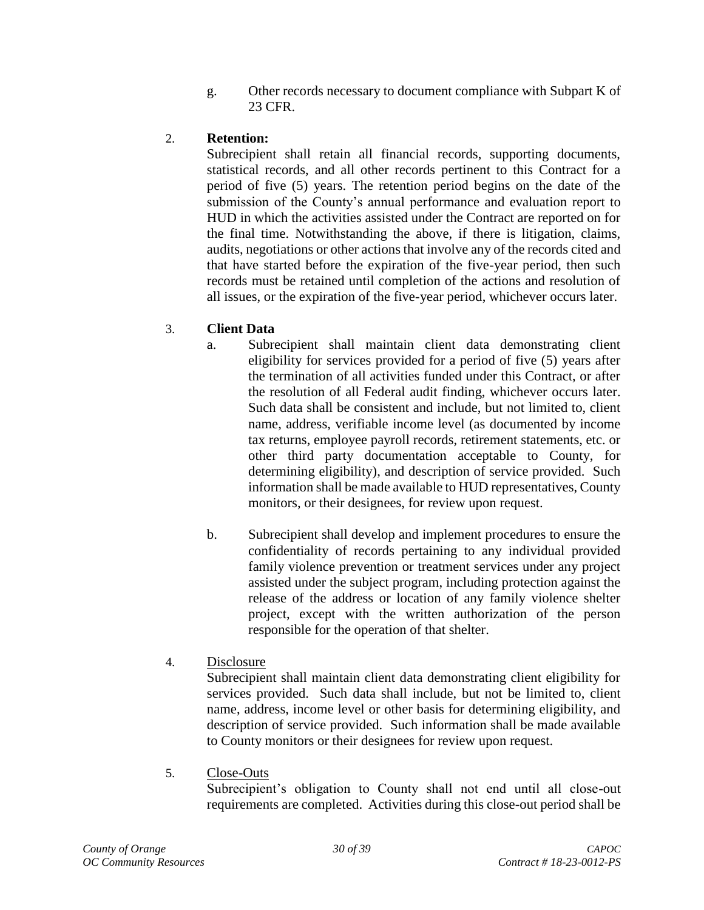g. Other records necessary to document compliance with Subpart K of 23 CFR.

2. **Retention:**

   Subrecipient shall retain all financial records, supporting documents, statistical records, and all other records pertinent to this Contract for a period of five (5) years. The retention period begins on the date of the submission of the County's annual performance and evaluation report to HUD in which the activities assisted under the Contract are reported on for the final time. Notwithstanding the above, if there is litigation, claims, audits, negotiations or other actions that involve any of the records cited and that have started before the expiration of the five-year period, then such records must be retained until completion of the actions and resolution of all issues, or the expiration of the five-year period, whichever occurs later.

3. **Client Data**

   a. Subrecipient shall maintain client data demonstrating client eligibility for services provided for a period of five (5) years after the termination of all activities funded under this Contract, or after the resolution of all Federal audit finding, whichever occurs later. Such data shall be consistent and include, but not limited to, client name, address, verifiable income level (as documented by income tax returns, employee payroll records, retirement statements, etc. or other third party documentation acceptable to County, for determining eligibility), and description of service provided. Such information shall be made available to HUD representatives, County monitors, or their designees, for review upon request.

   b. Subrecipient shall develop and implement procedures to ensure the confidentiality of records pertaining to any individual provided family violence prevention or treatment services under any project assisted under the subject program, including protection against the release of the address or location of any family violence shelter project, except with the written authorization of the person responsible for the operation of that shelter.

4. <u>Disclosure</u>

   Subrecipient shall maintain client data demonstrating client eligibility for services provided. Such data shall include, but not be limited to, client name, address, income level or other basis for determining eligibility, and description of service provided. Such information shall be made available to County monitors or their designees for review upon request.

5. <u>Close-Outs</u>

   Subrecipient's obligation to County shall not end until all close-out requirements are completed. Activities during this close-out period shall be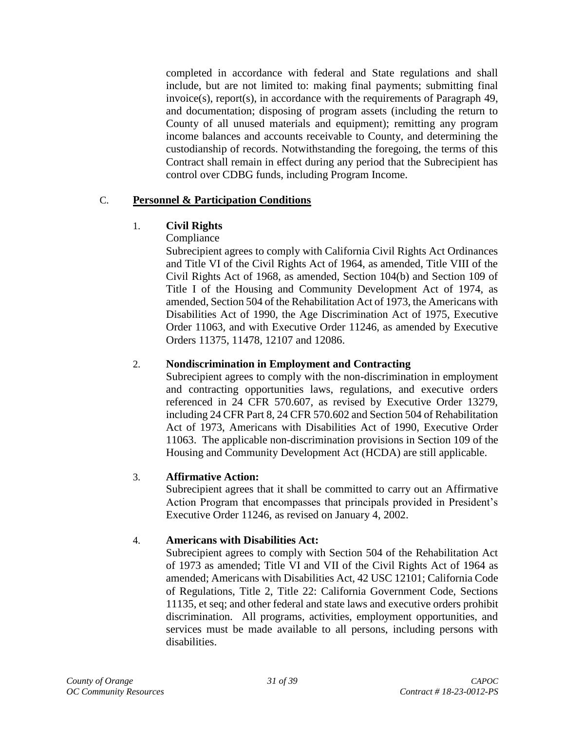completed in accordance with federal and State regulations and shall include, but are not limited to: making final payments; submitting final invoice(s), report(s), in accordance with the requirements of Paragraph 49, and documentation; disposing of program assets (including the return to County of all unused materials and equipment); remitting any program income balances and accounts receivable to County, and determining the custodianship of records. Notwithstanding the foregoing, the terms of this Contract shall remain in effect during any period that the Subrecipient has control over CDBG funds, including Program Income.

C. **Personnel & Participation Conditions**

1. **Civil Rights**

   Compliance

   Subrecipient agrees to comply with California Civil Rights Act Ordinances and Title VI of the Civil Rights Act of 1964, as amended, Title VIII of the Civil Rights Act of 1968, as amended, Section 104(b) and Section 109 of Title I of the Housing and Community Development Act of 1974, as amended, Section 504 of the Rehabilitation Act of 1973, the Americans with Disabilities Act of 1990, the Age Discrimination Act of 1975, Executive Order 11063, and with Executive Order 11246, as amended by Executive Orders 11375, 11478, 12107 and 12086.

2. **Nondiscrimination in Employment and Contracting**

   Subrecipient agrees to comply with the non-discrimination in employment and contracting opportunities laws, regulations, and executive orders referenced in 24 CFR 570.607, as revised by Executive Order 13279, including 24 CFR Part 8, 24 CFR 570.602 and Section 504 of Rehabilitation Act of 1973, Americans with Disabilities Act of 1990, Executive Order 11063. The applicable non-discrimination provisions in Section 109 of the Housing and Community Development Act (HCDA) are still applicable.

3. **Affirmative Action:**

   Subrecipient agrees that it shall be committed to carry out an Affirmative Action Program that encompasses that principals provided in President's Executive Order 11246, as revised on January 4, 2002.

4. **Americans with Disabilities Act:**

   Subrecipient agrees to comply with Section 504 of the Rehabilitation Act of 1973 as amended; Title VI and VII of the Civil Rights Act of 1964 as amended; Americans with Disabilities Act, 42 USC 12101; California Code of Regulations, Title 2, Title 22: California Government Code, Sections 11135, et seq; and other federal and state laws and executive orders prohibit discrimination. All programs, activities, employment opportunities, and services must be made available to all persons, including persons with disabilities.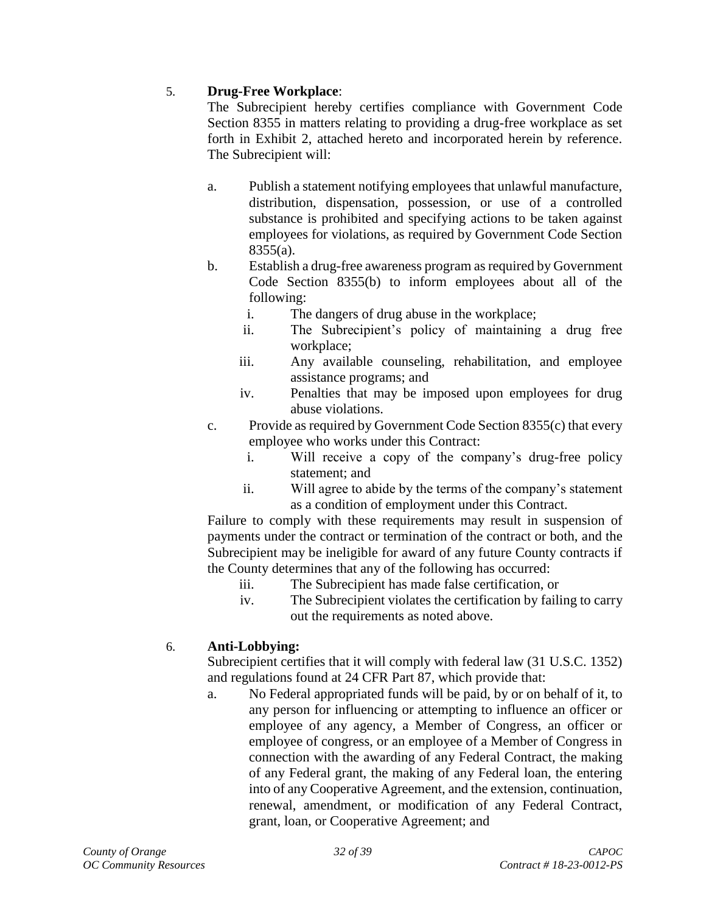5. **Drug-Free Workplace**:

The Subrecipient hereby certifies compliance with Government Code Section 8355 in matters relating to providing a drug-free workplace as set forth in Exhibit 2, attached hereto and incorporated herein by reference. The Subrecipient will:

a. Publish a statement notifying employees that unlawful manufacture, distribution, dispensation, possession, or use of a controlled substance is prohibited and specifying actions to be taken against employees for violations, as required by Government Code Section 8355(a).

b. Establish a drug-free awareness program as required by Government Code Section 8355(b) to inform employees about all of the following:

   i. The dangers of drug abuse in the workplace;

   ii. The Subrecipient's policy of maintaining a drug free workplace;

   iii. Any available counseling, rehabilitation, and employee assistance programs; and

   iv. Penalties that may be imposed upon employees for drug abuse violations.

c. Provide as required by Government Code Section 8355(c) that every employee who works under this Contract:

   i. Will receive a copy of the company's drug-free policy statement; and

   ii. Will agree to abide by the terms of the company's statement as a condition of employment under this Contract.

Failure to comply with these requirements may result in suspension of payments under the contract or termination of the contract or both, and the Subrecipient may be ineligible for award of any future County contracts if the County determines that any of the following has occurred:

   iii. The Subrecipient has made false certification, or

   iv. The Subrecipient violates the certification by failing to carry out the requirements as noted above.

6. **Anti-Lobbying:**

Subrecipient certifies that it will comply with federal law (31 U.S.C. 1352) and regulations found at 24 CFR Part 87, which provide that:

a. No Federal appropriated funds will be paid, by or on behalf of it, to any person for influencing or attempting to influence an officer or employee of any agency, a Member of Congress, an officer or employee of congress, or an employee of a Member of Congress in connection with the awarding of any Federal Contract, the making of any Federal grant, the making of any Federal loan, the entering into of any Cooperative Agreement, and the extension, continuation, renewal, amendment, or modification of any Federal Contract, grant, loan, or Cooperative Agreement; and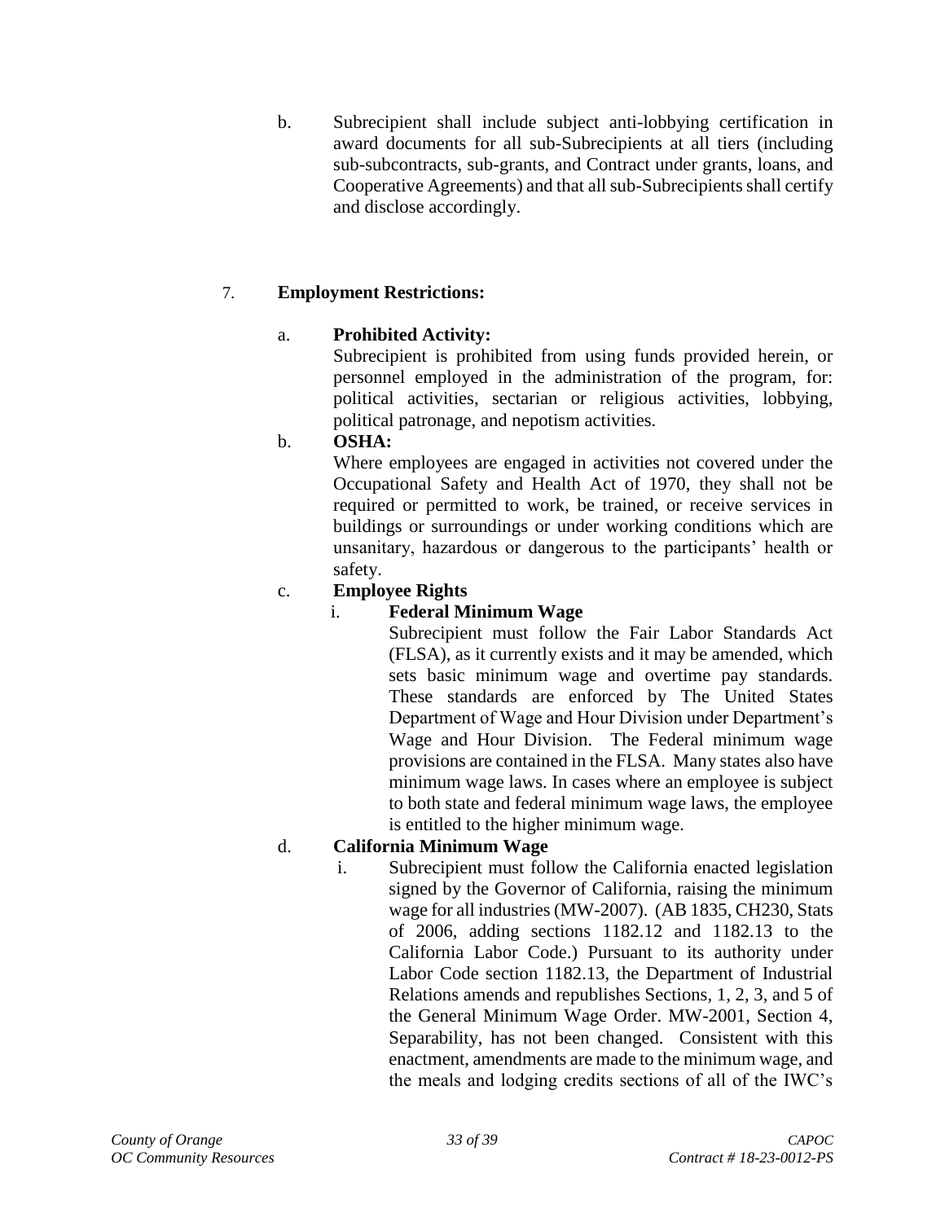b. Subrecipient shall include subject anti-lobbying certification in award documents for all sub-Subrecipients at all tiers (including sub-subcontracts, sub-grants, and Contract under grants, loans, and Cooperative Agreements) and that all sub-Subrecipients shall certify and disclose accordingly.

7. **Employment Restrictions:**

a. **Prohibited Activity:**
Subrecipient is prohibited from using funds provided herein, or personnel employed in the administration of the program, for: political activities, sectarian or religious activities, lobbying, political patronage, and nepotism activities.

b. **OSHA:**
Where employees are engaged in activities not covered under the Occupational Safety and Health Act of 1970, they shall not be required or permitted to work, be trained, or receive services in buildings or surroundings or under working conditions which are unsanitary, hazardous or dangerous to the participants' health or safety.

c. **Employee Rights**

i. **Federal Minimum Wage**
Subrecipient must follow the Fair Labor Standards Act (FLSA), as it currently exists and it may be amended, which sets basic minimum wage and overtime pay standards. These standards are enforced by The United States Department of Wage and Hour Division under Department's Wage and Hour Division. The Federal minimum wage provisions are contained in the FLSA. Many states also have minimum wage laws. In cases where an employee is subject to both state and federal minimum wage laws, the employee is entitled to the higher minimum wage.

d. **California Minimum Wage**

i. Subrecipient must follow the California enacted legislation signed by the Governor of California, raising the minimum wage for all industries (MW-2007). (AB 1835, CH230, Stats of 2006, adding sections 1182.12 and 1182.13 to the California Labor Code.) Pursuant to its authority under Labor Code section 1182.13, the Department of Industrial Relations amends and republishes Sections, 1, 2, 3, and 5 of the General Minimum Wage Order. MW-2001, Section 4, Separability, has not been changed. Consistent with this enactment, amendments are made to the minimum wage, and the meals and lodging credits sections of all of the IWC's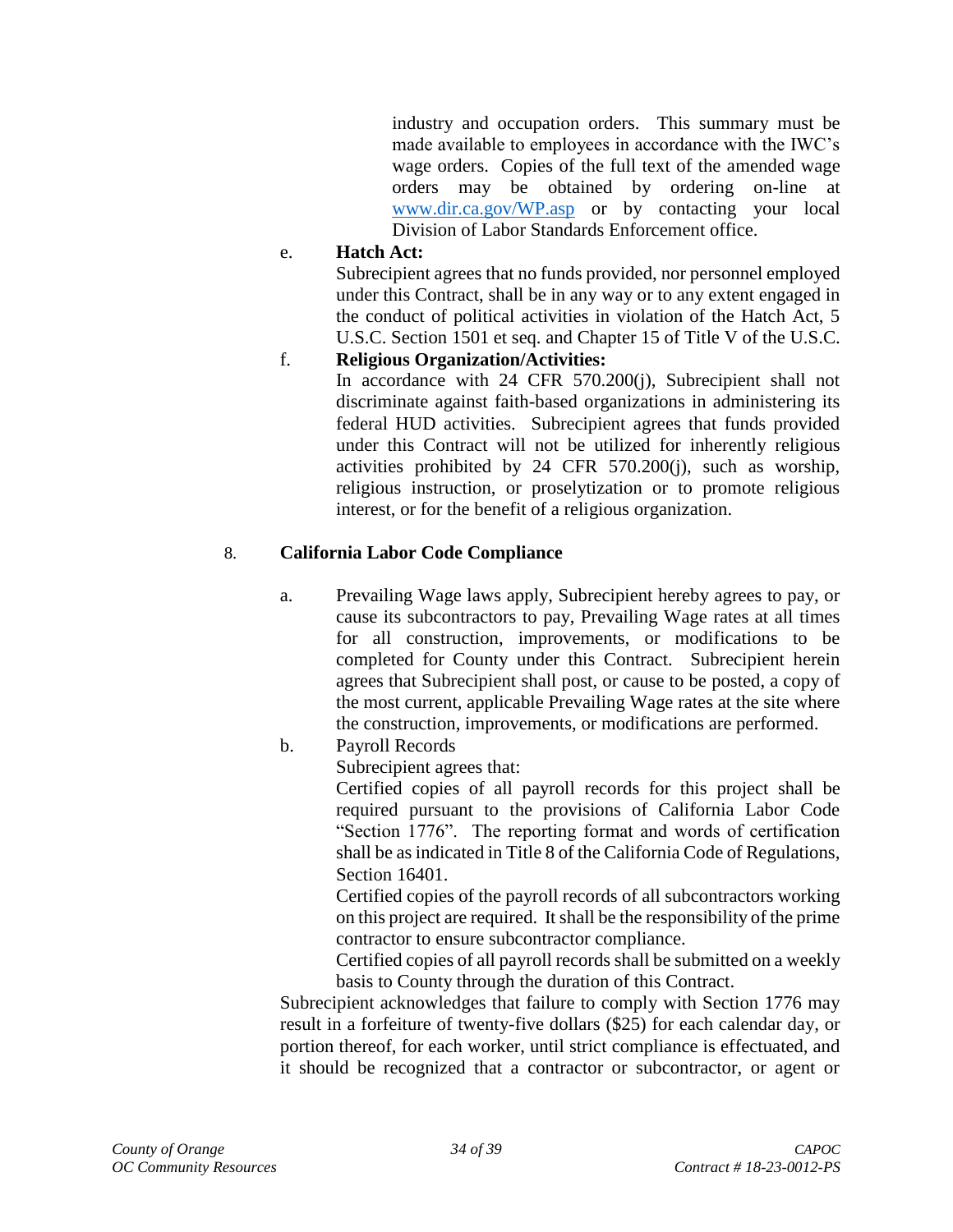industry and occupation orders. This summary must be made available to employees in accordance with the IWC's wage orders. Copies of the full text of the amended wage orders may be obtained by ordering on-line at [www.dir.ca.gov/WP.asp](http://www.dir.ca.gov/WP.asp) or by contacting your local Division of Labor Standards Enforcement office.

e. **Hatch Act:**
Subrecipient agrees that no funds provided, nor personnel employed under this Contract, shall be in any way or to any extent engaged in the conduct of political activities in violation of the Hatch Act, 5 U.S.C. Section 1501 et seq. and Chapter 15 of Title V of the U.S.C.

f. **Religious Organization/Activities:**
In accordance with 24 CFR 570.200(j), Subrecipient shall not discriminate against faith-based organizations in administering its federal HUD activities. Subrecipient agrees that funds provided under this Contract will not be utilized for inherently religious activities prohibited by 24 CFR 570.200(j), such as worship, religious instruction, or proselytization or to promote religious interest, or for the benefit of a religious organization.

8. **California Labor Code Compliance**

a. Prevailing Wage laws apply, Subrecipient hereby agrees to pay, or cause its subcontractors to pay, Prevailing Wage rates at all times for all construction, improvements, or modifications to be completed for County under this Contract. Subrecipient herein agrees that Subrecipient shall post, or cause to be posted, a copy of the most current, applicable Prevailing Wage rates at the site where the construction, improvements, or modifications are performed.

b. Payroll Records
Subrecipient agrees that:
Certified copies of all payroll records for this project shall be required pursuant to the provisions of California Labor Code "Section 1776". The reporting format and words of certification shall be as indicated in Title 8 of the California Code of Regulations, Section 16401.
Certified copies of the payroll records of all subcontractors working on this project are required. It shall be the responsibility of the prime contractor to ensure subcontractor compliance.
Certified copies of all payroll records shall be submitted on a weekly basis to County through the duration of this Contract.

Subrecipient acknowledges that failure to comply with Section 1776 may result in a forfeiture of twenty-five dollars ($25) for each calendar day, or portion thereof, for each worker, until strict compliance is effectuated, and it should be recognized that a contractor or subcontractor, or agent or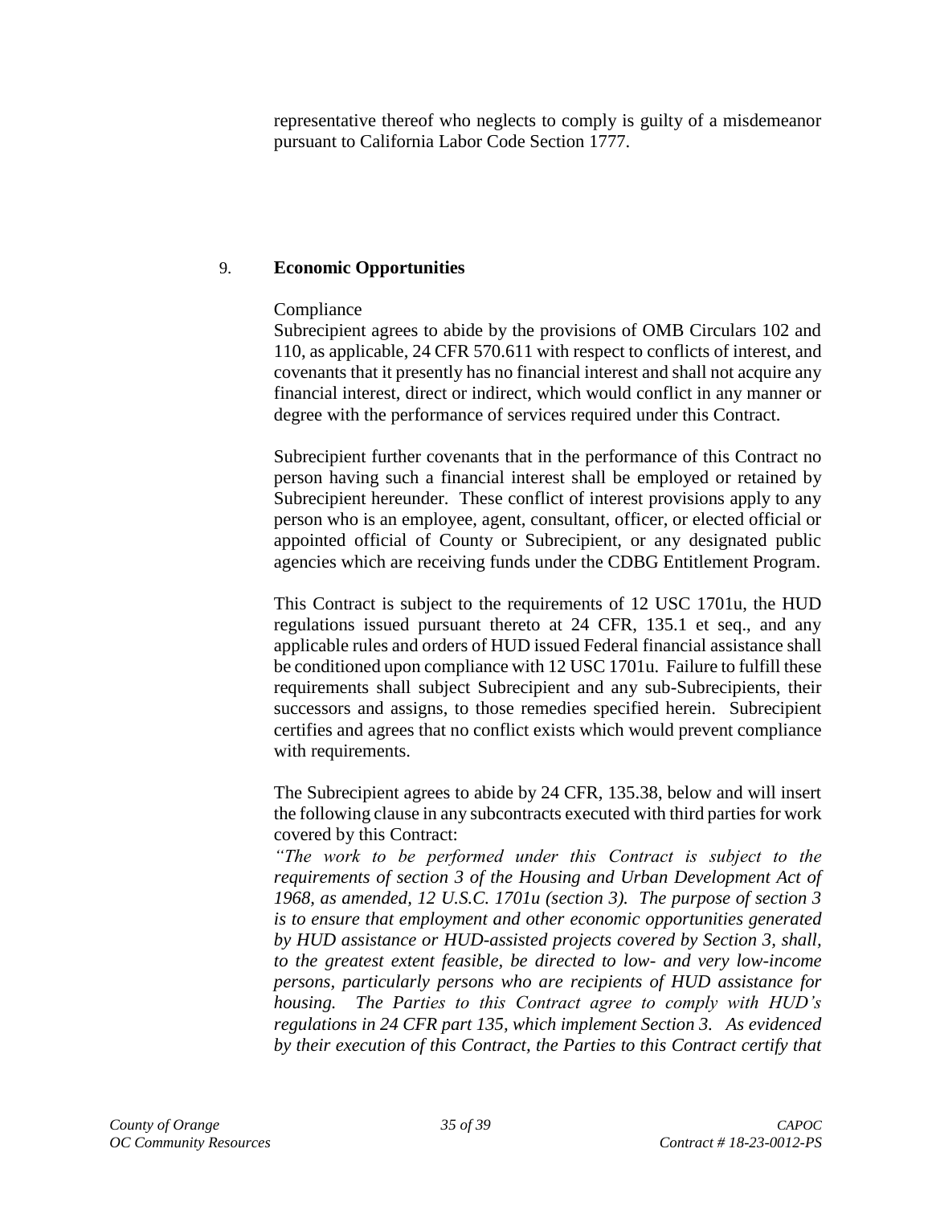representative thereof who neglects to comply is guilty of a misdemeanor pursuant to California Labor Code Section 1777.

9. **Economic Opportunities**

Compliance

Subrecipient agrees to abide by the provisions of OMB Circulars 102 and 110, as applicable, 24 CFR 570.611 with respect to conflicts of interest, and covenants that it presently has no financial interest and shall not acquire any financial interest, direct or indirect, which would conflict in any manner or degree with the performance of services required under this Contract.

Subrecipient further covenants that in the performance of this Contract no person having such a financial interest shall be employed or retained by Subrecipient hereunder. These conflict of interest provisions apply to any person who is an employee, agent, consultant, officer, or elected official or appointed official of County or Subrecipient, or any designated public agencies which are receiving funds under the CDBG Entitlement Program.

This Contract is subject to the requirements of 12 USC 1701u, the HUD regulations issued pursuant thereto at 24 CFR, 135.1 et seq., and any applicable rules and orders of HUD issued Federal financial assistance shall be conditioned upon compliance with 12 USC 1701u. Failure to fulfill these requirements shall subject Subrecipient and any sub-Subrecipients, their successors and assigns, to those remedies specified herein. Subrecipient certifies and agrees that no conflict exists which would prevent compliance with requirements.

The Subrecipient agrees to abide by 24 CFR, 135.38, below and will insert the following clause in any subcontracts executed with third parties for work covered by this Contract:

*"The work to be performed under this Contract is subject to the requirements of section 3 of the Housing and Urban Development Act of 1968, as amended, 12 U.S.C. 1701u (section 3). The purpose of section 3 is to ensure that employment and other economic opportunities generated by HUD assistance or HUD-assisted projects covered by Section 3, shall, to the greatest extent feasible, be directed to low- and very low-income persons, particularly persons who are recipients of HUD assistance for housing. The Parties to this Contract agree to comply with HUD's regulations in 24 CFR part 135, which implement Section 3. As evidenced by their execution of this Contract, the Parties to this Contract certify that*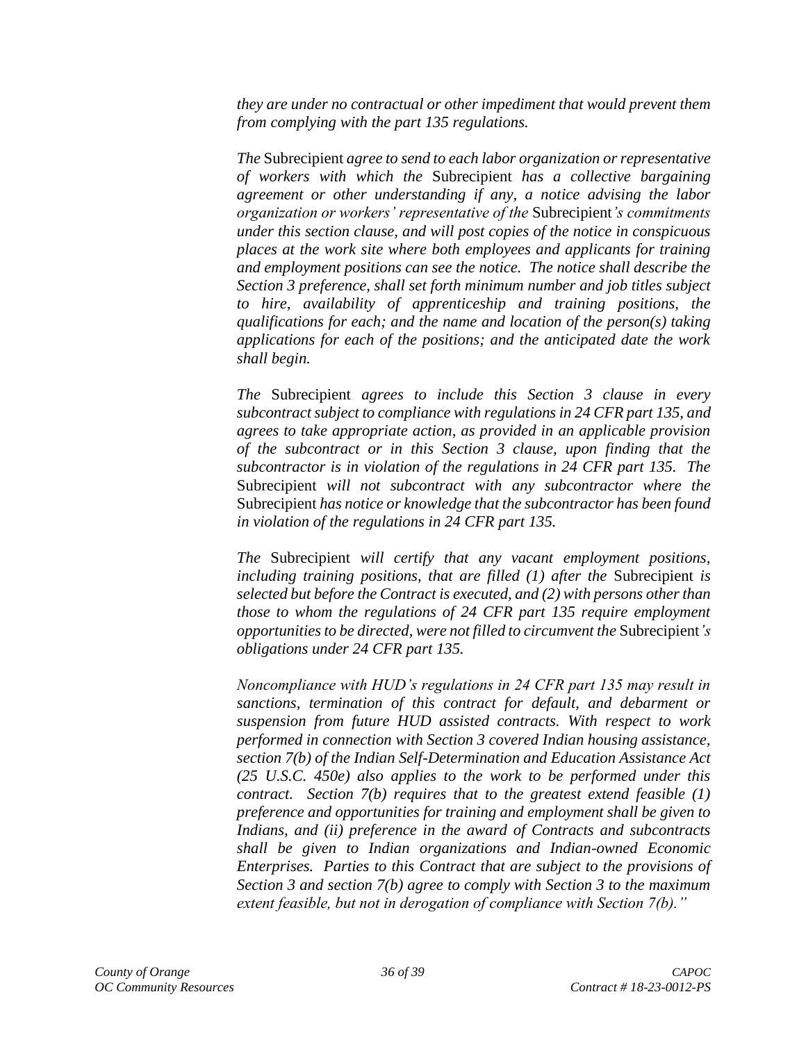*they are under no contractual or other impediment that would prevent them from complying with the part 135 regulations.*

*The* Subrecipient *agree to send to each labor organization or representative of workers with which the* Subrecipient *has a collective bargaining agreement or other understanding if any, a notice advising the labor organization or workers' representative of the* Subrecipient*'s commitments under this section clause, and will post copies of the notice in conspicuous places at the work site where both employees and applicants for training and employment positions can see the notice. The notice shall describe the Section 3 preference, shall set forth minimum number and job titles subject to hire, availability of apprenticeship and training positions, the qualifications for each; and the name and location of the person(s) taking applications for each of the positions; and the anticipated date the work shall begin.*

*The* Subrecipient *agrees to include this Section 3 clause in every subcontract subject to compliance with regulations in 24 CFR part 135, and agrees to take appropriate action, as provided in an applicable provision of the subcontract or in this Section 3 clause, upon finding that the subcontractor is in violation of the regulations in 24 CFR part 135. The* Subrecipient *will not subcontract with any subcontractor where the* Subrecipient *has notice or knowledge that the subcontractor has been found in violation of the regulations in 24 CFR part 135.*

*The* Subrecipient *will certify that any vacant employment positions, including training positions, that are filled (1) after the* Subrecipient *is selected but before the Contract is executed, and (2) with persons other than those to whom the regulations of 24 CFR part 135 require employment opportunities to be directed, were not filled to circumvent the* Subrecipient*'s obligations under 24 CFR part 135.*

*Noncompliance with HUD's regulations in 24 CFR part 135 may result in sanctions, termination of this contract for default, and debarment or suspension from future HUD assisted contracts. With respect to work performed in connection with Section 3 covered Indian housing assistance, section 7(b) of the Indian Self-Determination and Education Assistance Act (25 U.S.C. 450e) also applies to the work to be performed under this contract. Section 7(b) requires that to the greatest extend feasible (1) preference and opportunities for training and employment shall be given to Indians, and (ii) preference in the award of Contracts and subcontracts shall be given to Indian organizations and Indian-owned Economic Enterprises. Parties to this Contract that are subject to the provisions of Section 3 and section 7(b) agree to comply with Section 3 to the maximum extent feasible, but not in derogation of compliance with Section 7(b)."*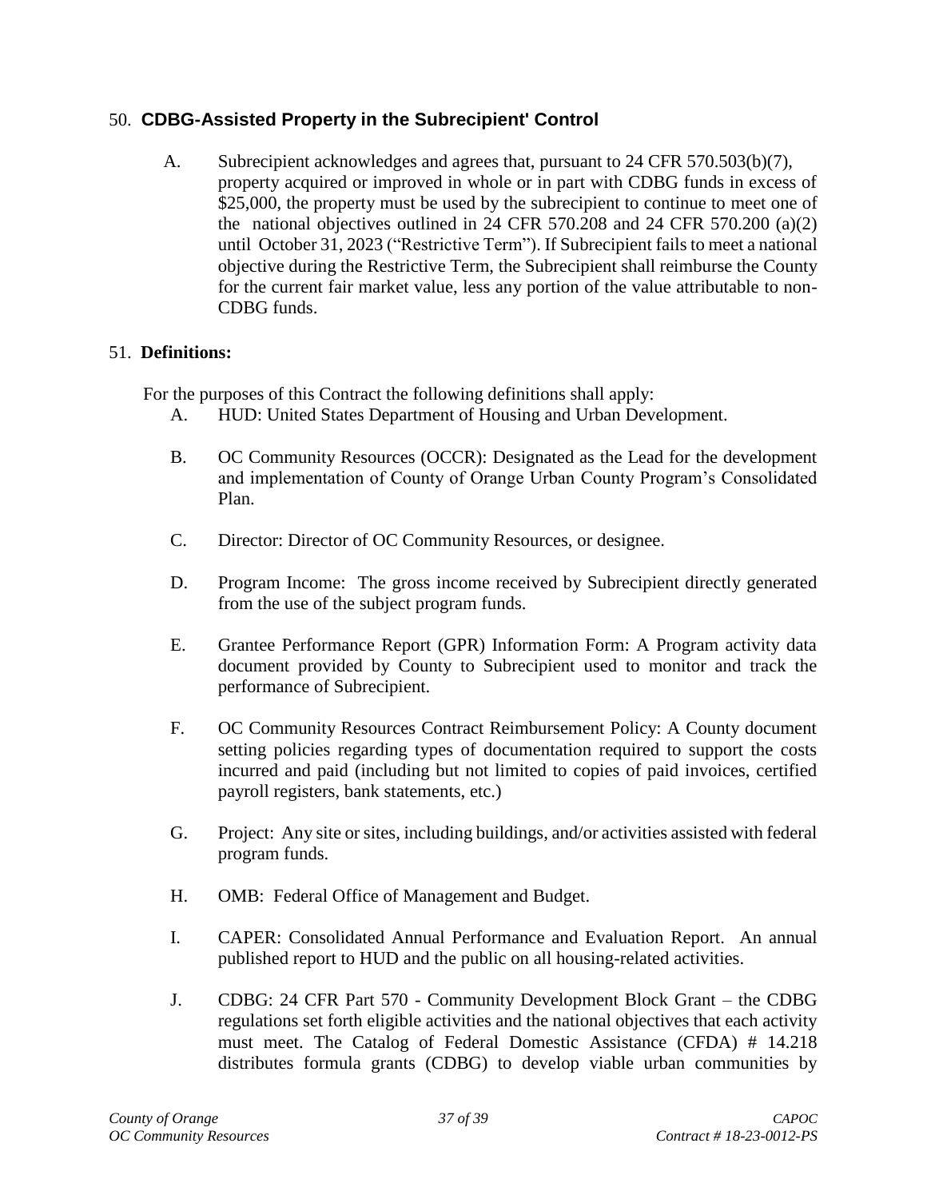## 50. CDBG-Assisted Property in the Subrecipient' Control

A. Subrecipient acknowledges and agrees that, pursuant to 24 CFR 570.503(b)(7), property acquired or improved in whole or in part with CDBG funds in excess of $25,000, the property must be used by the subrecipient to continue to meet one of the national objectives outlined in 24 CFR 570.208 and 24 CFR 570.200 (a)(2) until October 31, 2023 ("Restrictive Term"). If Subrecipient fails to meet a national objective during the Restrictive Term, the Subrecipient shall reimburse the County for the current fair market value, less any portion of the value attributable to non-CDBG funds.

## 51. Definitions:

For the purposes of this Contract the following definitions shall apply:

A. HUD: United States Department of Housing and Urban Development.

B. OC Community Resources (OCCR): Designated as the Lead for the development and implementation of County of Orange Urban County Program's Consolidated Plan.

C. Director: Director of OC Community Resources, or designee.

D. Program Income: The gross income received by Subrecipient directly generated from the use of the subject program funds.

E. Grantee Performance Report (GPR) Information Form: A Program activity data document provided by County to Subrecipient used to monitor and track the performance of Subrecipient.

F. OC Community Resources Contract Reimbursement Policy: A County document setting policies regarding types of documentation required to support the costs incurred and paid (including but not limited to copies of paid invoices, certified payroll registers, bank statements, etc.)

G. Project: Any site or sites, including buildings, and/or activities assisted with federal program funds.

H. OMB: Federal Office of Management and Budget.

I. CAPER: Consolidated Annual Performance and Evaluation Report. An annual published report to HUD and the public on all housing-related activities.

J. CDBG: 24 CFR Part 570 - Community Development Block Grant – the CDBG regulations set forth eligible activities and the national objectives that each activity must meet. The Catalog of Federal Domestic Assistance (CFDA) # 14.218 distributes formula grants (CDBG) to develop viable urban communities by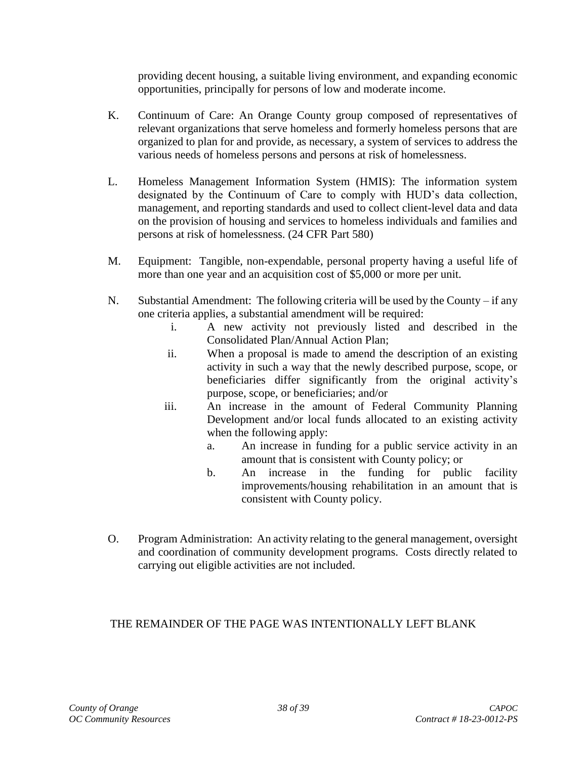providing decent housing, a suitable living environment, and expanding economic opportunities, principally for persons of low and moderate income.

K. Continuum of Care: An Orange County group composed of representatives of relevant organizations that serve homeless and formerly homeless persons that are organized to plan for and provide, as necessary, a system of services to address the various needs of homeless persons and persons at risk of homelessness.

L. Homeless Management Information System (HMIS): The information system designated by the Continuum of Care to comply with HUD's data collection, management, and reporting standards and used to collect client-level data and data on the provision of housing and services to homeless individuals and families and persons at risk of homelessness. (24 CFR Part 580)

M. Equipment: Tangible, non-expendable, personal property having a useful life of more than one year and an acquisition cost of $5,000 or more per unit.

N. Substantial Amendment: The following criteria will be used by the County – if any one criteria applies, a substantial amendment will be required:

   i. A new activity not previously listed and described in the Consolidated Plan/Annual Action Plan;

   ii. When a proposal is made to amend the description of an existing activity in such a way that the newly described purpose, scope, or beneficiaries differ significantly from the original activity's purpose, scope, or beneficiaries; and/or

   iii. An increase in the amount of Federal Community Planning Development and/or local funds allocated to an existing activity when the following apply:

      a. An increase in funding for a public service activity in an amount that is consistent with County policy; or

      b. An increase in the funding for public facility improvements/housing rehabilitation in an amount that is consistent with County policy.

O. Program Administration: An activity relating to the general management, oversight and coordination of community development programs. Costs directly related to carrying out eligible activities are not included.

THE REMAINDER OF THE PAGE WAS INTENTIONALLY LEFT BLANK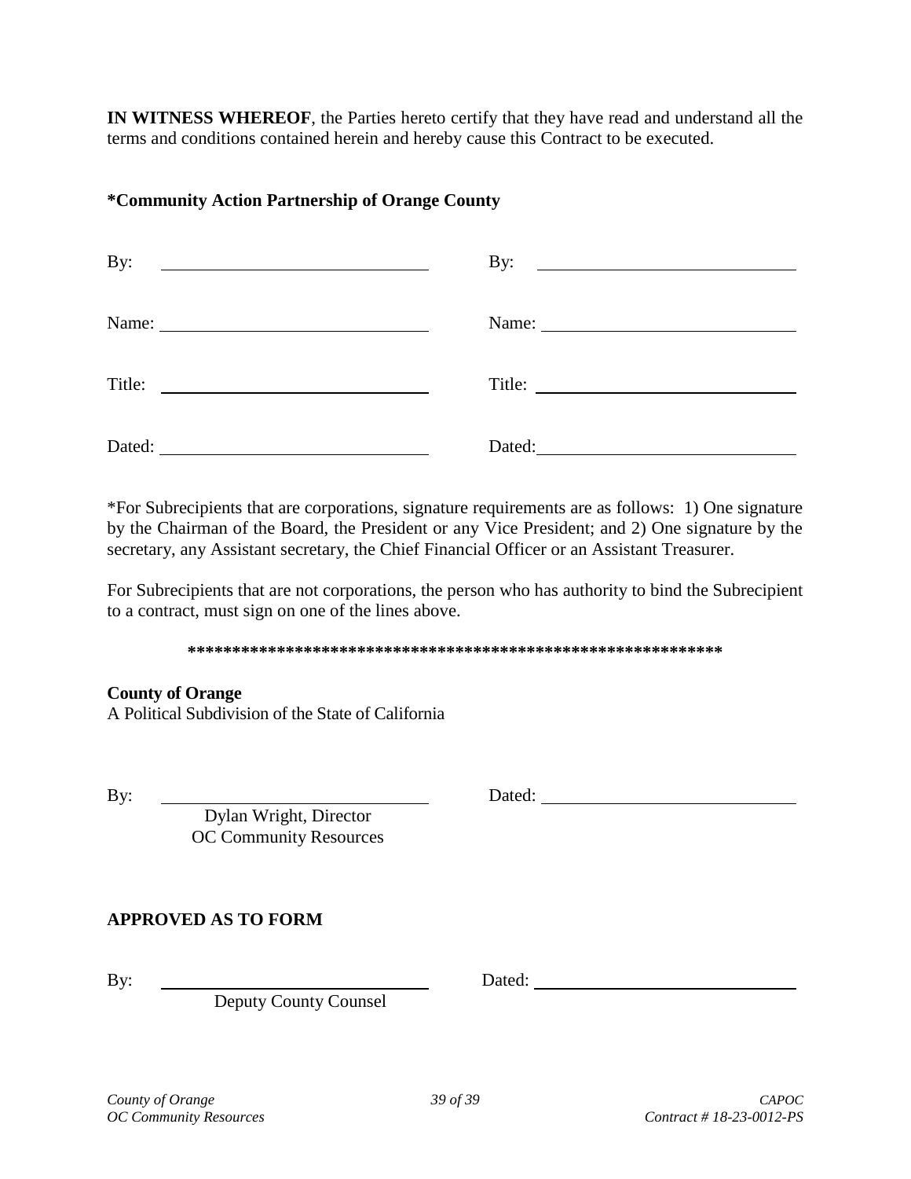**IN WITNESS WHEREOF**, the Parties hereto certify that they have read and understand all the terms and conditions contained herein and hereby cause this Contract to be executed.

**\*Community Action Partnership of Orange County**

| | |
|---|---|
| By: ______________________ | By: ______________________ |
| Name: ______________________ | Name: ______________________ |
| Title: ______________________ | Title: ______________________ |
| Dated: ______________________ | Dated: ______________________ |

\*For Subrecipients that are corporations, signature requirements are as follows: 1) One signature by the Chairman of the Board, the President or any Vice President; and 2) One signature by the secretary, any Assistant secretary, the Chief Financial Officer or an Assistant Treasurer.

For Subrecipients that are not corporations, the person who has authority to bind the Subrecipient to a contract, must sign on one of the lines above.

**\*\*\*\*\*\*\*\*\*\*\*\*\*\*\*\*\*\*\*\*\*\*\*\*\*\*\*\*\*\*\*\*\*\*\*\*\*\*\*\*\*\*\*\*\*\*\*\*\*\*\*\*\*\*\*\*\*\*\*\*\***

**County of Orange**
A Political Subdivision of the State of California

By: ______________________ Dated: ______________________
Dylan Wright, Director
OC Community Resources

**APPROVED AS TO FORM**

By: ______________________ Dated: ______________________
Deputy County Counsel